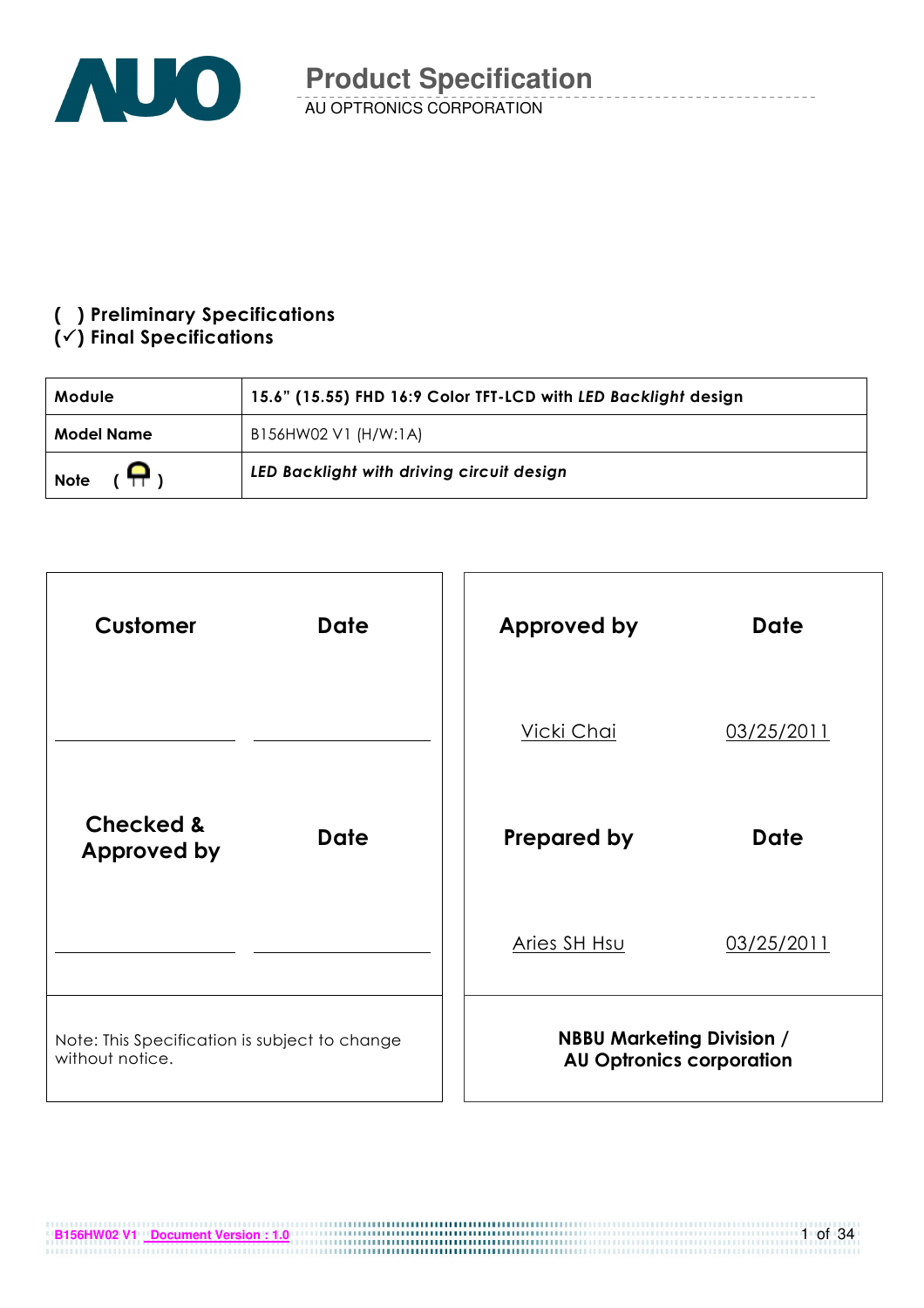# Product Specification

AU OPTRONICS CORPORATION

**( ) Preliminary Specifications**
**(✓) Final Specifications**

| **Module** | **15.6" (15.55) FHD 16:9 Color TFT-LCD with *LED Backlight* design** |
|---|---|
| **Model Name** | B156HW02 V1 (H/W:1A) |
| **Note** | ***LED Backlight with driving circuit design*** |

| **Customer** | **Date** | **Approved by** | **Date** |
|---|---|---|---|
| | | Vicki Chai | 03/25/2011 |
| **Checked & Approved by** | **Date** | **Prepared by** | **Date** |
| | | Aries SH Hsu | 03/25/2011 |

Note: This Specification is subject to change without notice.

**NBBU Marketing Division / AU Optronics corporation**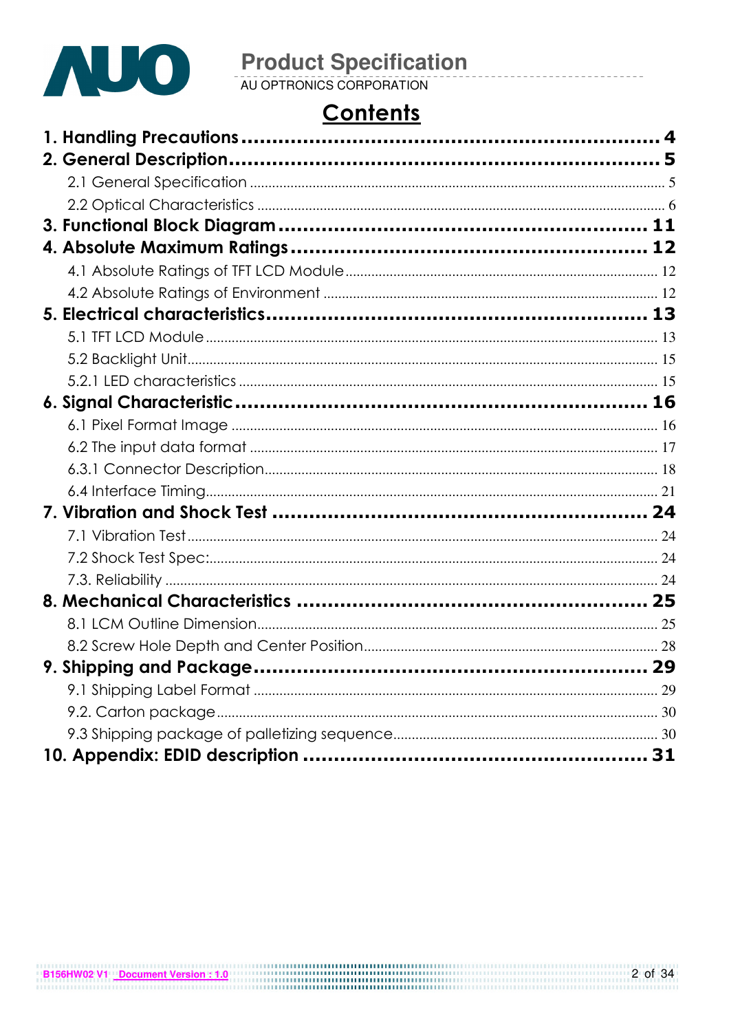# Contents

**1. Handling Precautions .................................................... 4**

**2. General Description .................................................... 5**

2.1 General Specification .................................................... 5

2.2 Optical Characteristics .................................................... 6

**3. Functional Block Diagram .................................................... 11**

**4. Absolute Maximum Ratings .................................................... 12**

4.1 Absolute Ratings of TFT LCD Module .................................................... 12

4.2 Absolute Ratings of Environment .................................................... 12

**5. Electrical characteristics .................................................... 13**

5.1 TFT LCD Module .................................................... 13

5.2 Backlight Unit .................................................... 15

5.2.1 LED characteristics .................................................... 15

**6. Signal Characteristic .................................................... 16**

6.1 Pixel Format Image .................................................... 16

6.2 The input data format .................................................... 17

6.3.1 Connector Description .................................................... 18

6.4 Interface Timing .................................................... 21

**7. Vibration and Shock Test .................................................... 24**

7.1 Vibration Test .................................................... 24

7.2 Shock Test Spec: .................................................... 24

7.3. Reliability .................................................... 24

**8. Mechanical Characteristics .................................................... 25**

8.1 LCM Outline Dimension .................................................... 25

8.2 Screw Hole Depth and Center Position .................................................... 28

**9. Shipping and Package .................................................... 29**

9.1 Shipping Label Format .................................................... 29

9.2. Carton package .................................................... 30

9.3 Shipping package of palletizing sequence .................................................... 30

**10. Appendix: EDID description .................................................... 31**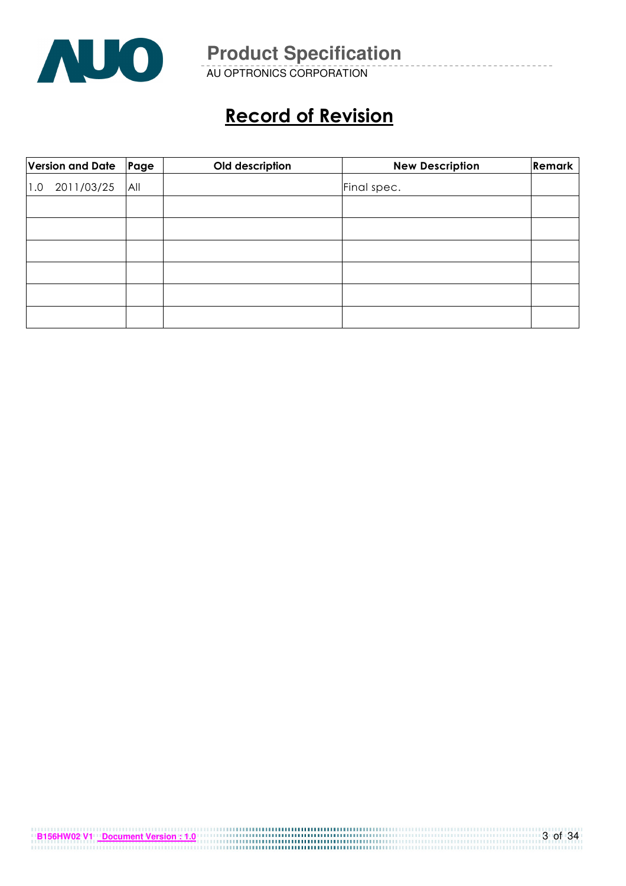# Record of Revision

| Version and Date | Page | Old description | New Description | Remark |
|---|---|---|---|---|
| 1.0 2011/03/25 | All | | Final spec. | |
| | | | | |
| | | | | |
| | | | | |
| | | | | |
| | | | | |
| | | | | |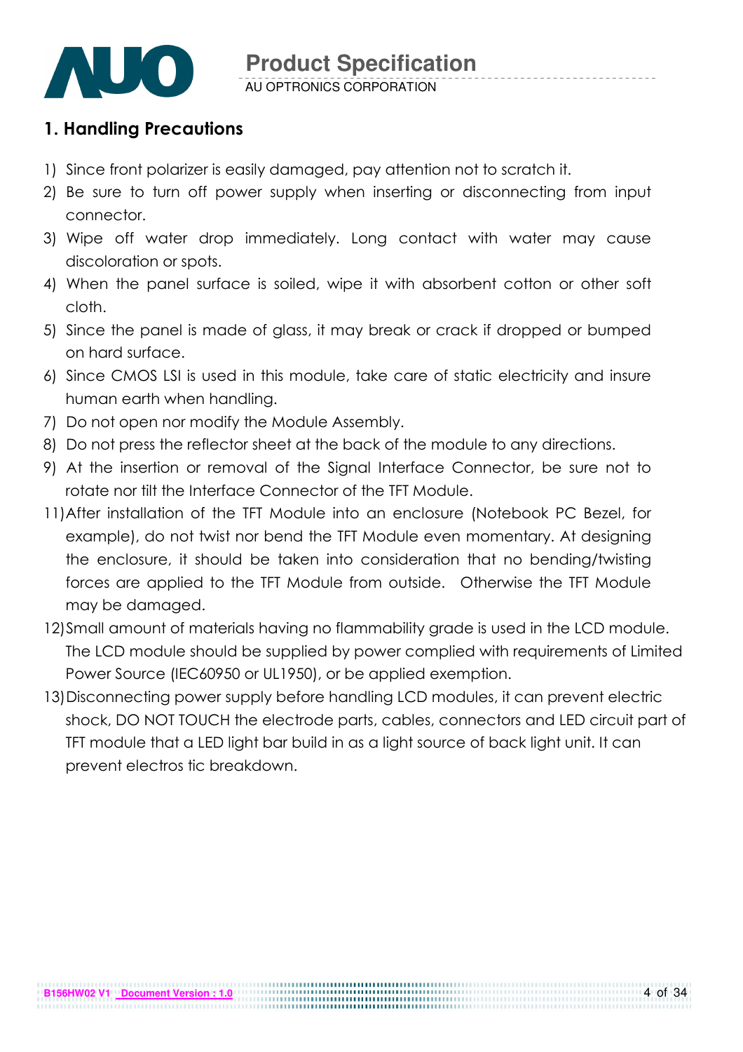## 1. Handling Precautions

1) Since front polarizer is easily damaged, pay attention not to scratch it.
2) Be sure to turn off power supply when inserting or disconnecting from input connector.
3) Wipe off water drop immediately. Long contact with water may cause discoloration or spots.
4) When the panel surface is soiled, wipe it with absorbent cotton or other soft cloth.
5) Since the panel is made of glass, it may break or crack if dropped or bumped on hard surface.
6) Since CMOS LSI is used in this module, take care of static electricity and insure human earth when handling.
7) Do not open nor modify the Module Assembly.
8) Do not press the reflector sheet at the back of the module to any directions.
9) At the insertion or removal of the Signal Interface Connector, be sure not to rotate nor tilt the Interface Connector of the TFT Module.

11) After installation of the TFT Module into an enclosure (Notebook PC Bezel, for example), do not twist nor bend the TFT Module even momentary. At designing the enclosure, it should be taken into consideration that no bending/twisting forces are applied to the TFT Module from outside. Otherwise the TFT Module may be damaged.
12) Small amount of materials having no flammability grade is used in the LCD module. The LCD module should be supplied by power complied with requirements of Limited Power Source (IEC60950 or UL1950), or be applied exemption.
13) Disconnecting power supply before handling LCD modules, it can prevent electric shock, DO NOT TOUCH the electrode parts, cables, connectors and LED circuit part of TFT module that a LED light bar build in as a light source of back light unit. It can prevent electros tic breakdown.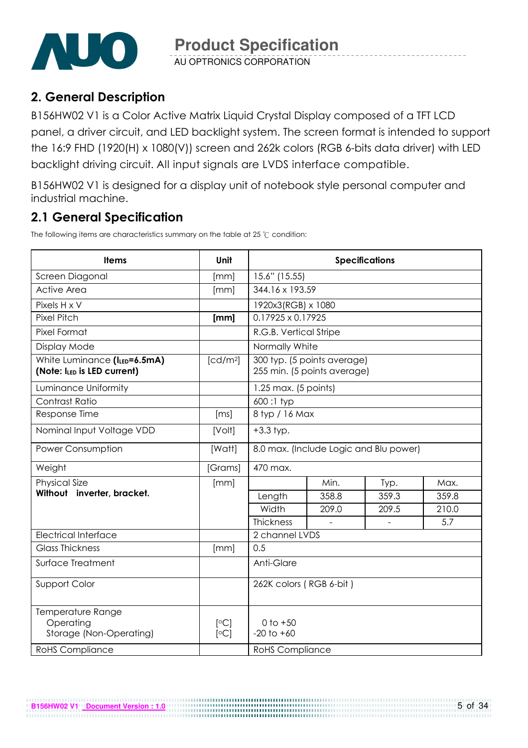## 2. General Description

B156HW02 V1 is a Color Active Matrix Liquid Crystal Display composed of a TFT LCD panel, a driver circuit, and LED backlight system. The screen format is intended to support the 16:9 FHD (1920(H) x 1080(V)) screen and 262k colors (RGB 6-bits data driver) with LED backlight driving circuit. All input signals are LVDS interface compatible.

B156HW02 V1 is designed for a display unit of notebook style personal computer and industrial machine.

## 2.1 General Specification

The following items are characteristics summary on the table at 25 ℃ condition:

| Items | Unit | Specifications | | | |
|---|---|---|---|---|---|
| Screen Diagonal | [mm] | 15.6" (15.55) | | | |
| Active Area | [mm] | 344.16 x 193.59 | | | |
| Pixels H x V | | 1920x3(RGB) x 1080 | | | |
| Pixel Pitch | **[mm]** | 0.17925 x 0.17925 | | | |
| Pixel Format | | R.G.B. Vertical Stripe | | | |
| Display Mode | | Normally White | | | |
| White Luminance (**$I_{LED}$=6.5mA**) **(Note: $I_{LED}$ is LED current)** | [cd/m²] | 300 typ. (5 points average)<br>255 min. (5 points average) | | | |
| Luminance Uniformity | | 1.25 max. (5 points) | | | |
| Contrast Ratio | | 600 :1 typ | | | |
| Response Time | [ms] | 8 typ / 16 Max | | | |
| Nominal Input Voltage VDD | [Volt] | +3.3 typ. | | | |
| Power Consumption | [Watt] | 8.0 max. (Include Logic and Blu power) | | | |
| Weight | [Grams] | 470 max. | | | |
| Physical Size **Without inverter, bracket.** | [mm] | | Min. | Typ. | Max. |
| | | Length | 358.8 | 359.3 | 359.8 |
| | | Width | 209.0 | 209.5 | 210.0 |
| | | Thickness | - | - | 5.7 |
| Electrical Interface | | 2 channel LVDS | | | |
| Glass Thickness | [mm] | 0.5 | | | |
| Surface Treatment | | Anti-Glare | | | |
| Support Color | | 262K colors ( RGB 6-bit ) | | | |
| Temperature Range<br>Operating<br>Storage (Non-Operating) | <br>[°C]<br>[°C] | <br>0 to +50<br>-20 to +60 | | | |
| RoHS Compliance | | RoHS Compliance | | | |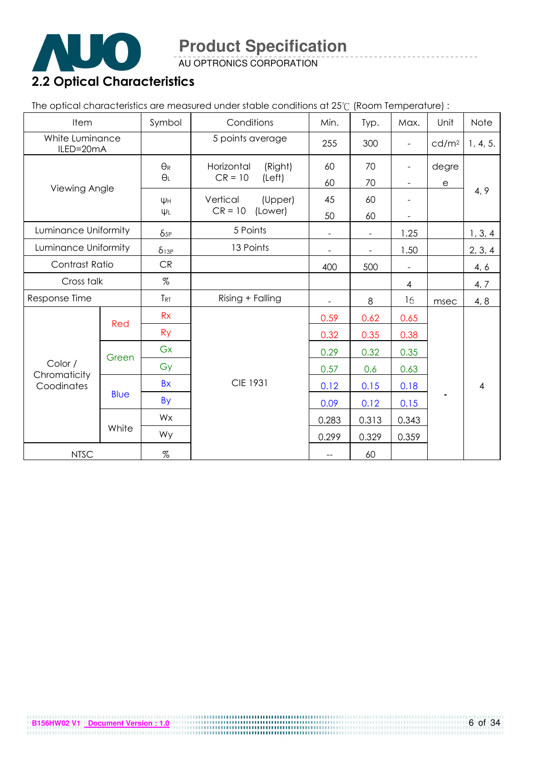## 2.2 Optical Characteristics

The optical characteristics are measured under stable conditions at 25℃ (Room Temperature) :

| Item | | Symbol | Conditions | Min. | Typ. | Max. | Unit | Note |
|---|---|---|---|---|---|---|---|---|
| White Luminance ILED=20mA | | | 5 points average | 255 | 300 | - | $cd/m^2$ | 1, 4, 5. |
| Viewing Angle | | $\theta_R$ | Horizontal (Right) CR = 10 | 60 | 70 | - | degree | 4, 9 |
| | | $\theta_L$ | (Left) | 60 | 70 | - | | |
| | | $\psi_H$ | Vertical (Upper) CR = 10 | 45 | 60 | - | | |
| | | $\psi_L$ | (Lower) | 50 | 60 | - | | |
| Luminance Uniformity | | $\delta_{5P}$ | 5 Points | - | - | 1.25 | | 1, 3, 4 |
| Luminance Uniformity | | $\delta_{13P}$ | 13 Points | - | - | 1.50 | | 2, 3, 4 |
| Contrast Ratio | | CR | | 400 | 500 | - | | 4, 6 |
| Cross talk | | % | | | | 4 | | 4, 7 |
| Response Time | | $T_{RT}$ | Rising + Falling | - | 8 | 16 | msec | 4, 8 |
| Color / Chromaticity Coodinates | Red | Rx | CIE 1931 | 0.59 | 0.62 | 0.65 | - | 4 |
| | | Ry | | 0.32 | 0.35 | 0.38 | | |
| | Green | Gx | | 0.29 | 0.32 | 0.35 | | |
| | | Gy | | 0.57 | 0.6 | 0.63 | | |
| | Blue | Bx | | 0.12 | 0.15 | 0.18 | | |
| | | By | | 0.09 | 0.12 | 0.15 | | |
| | White | Wx | | 0.283 | 0.313 | 0.343 | | |
| | | Wy | | 0.299 | 0.329 | 0.359 | | |
| NTSC | | % | | -- | 60 | | | |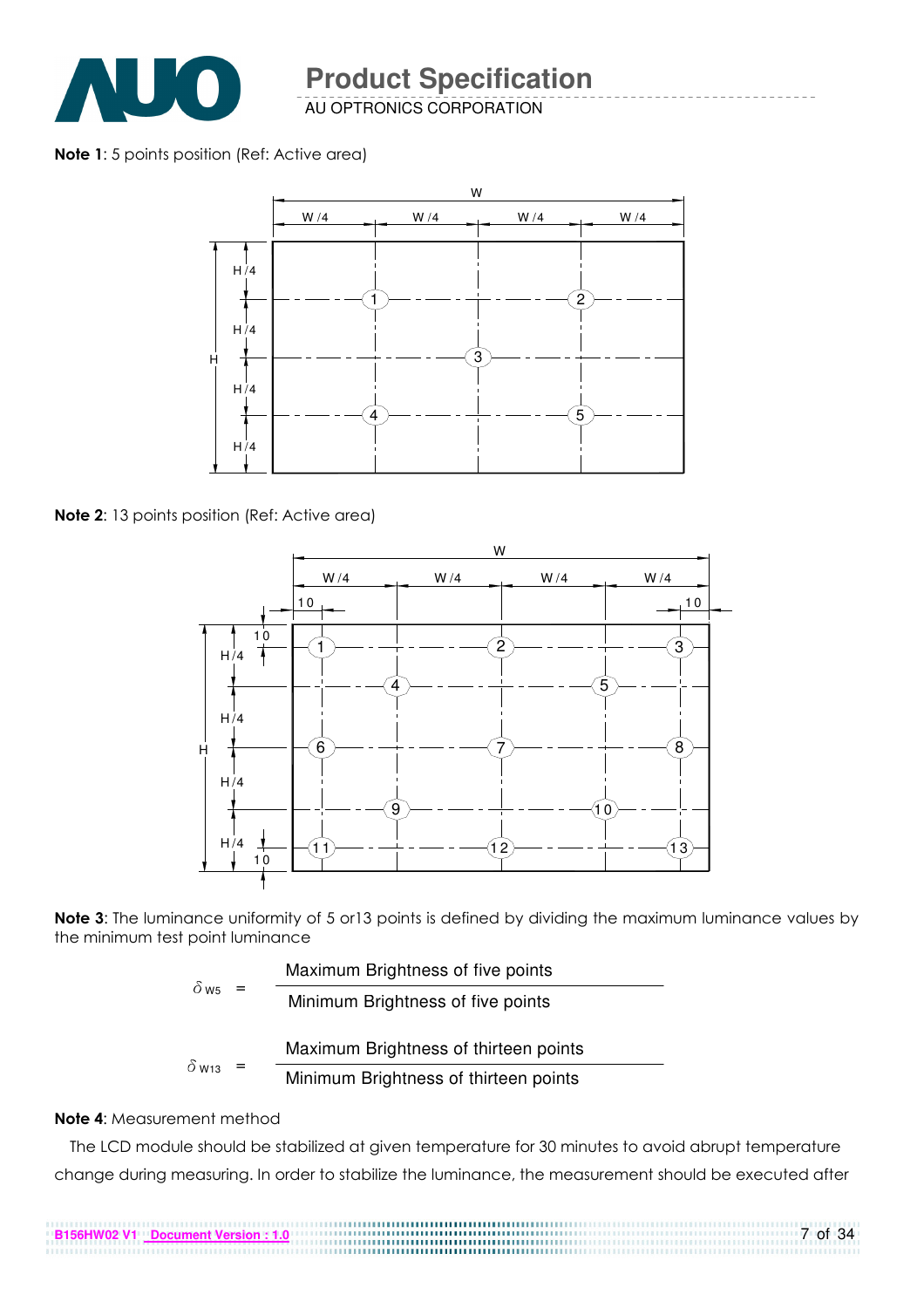**Note 1**: 5 points position (Ref: Active area)

**Note 2**: 13 points position (Ref: Active area)

**Note 3**: The luminance uniformity of 5 or13 points is defined by dividing the maximum luminance values by the minimum test point luminance

$$\delta_{W5} = \frac{\text{Maximum Brightness of five points}}{\text{Minimum Brightness of five points}}$$

$$\delta_{W13} = \frac{\text{Maximum Brightness of thirteen points}}{\text{Minimum Brightness of thirteen points}}$$

**Note 4**: Measurement method

The LCD module should be stabilized at given temperature for 30 minutes to avoid abrupt temperature change during measuring. In order to stabilize the luminance, the measurement should be executed after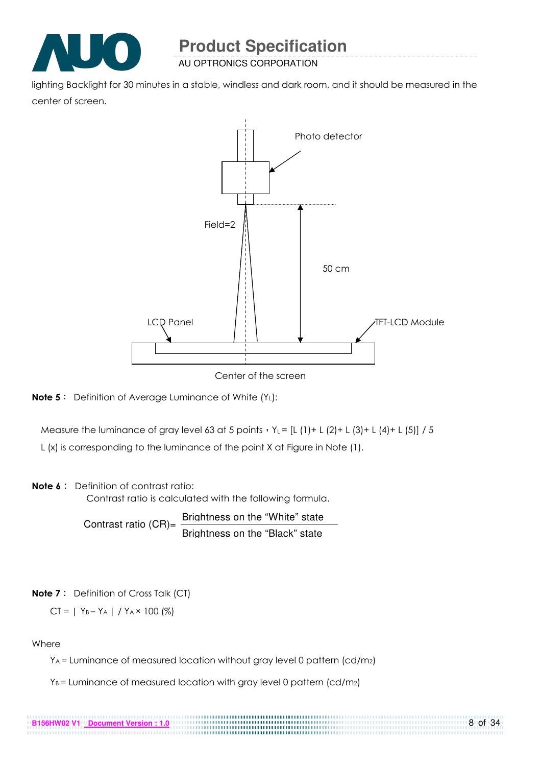lighting Backlight for 30 minutes in a stable, windless and dark room, and it should be measured in the center of screen.

Photo detector

Field=2

50 cm

LCD Panel

TFT-LCD Module

Center of the screen

**Note 5**： Definition of Average Luminance of White ($Y_L$):

Measure the luminance of gray level 63 at 5 points，$Y_L$ = [L (1)+ L (2)+ L (3)+ L (4)+ L (5)] / 5

L (x) is corresponding to the luminance of the point X at Figure in Note (1).

**Note 6**： Definition of contrast ratio:

Contrast ratio is calculated with the following formula.

$$\text{Contrast ratio (CR)} = \frac{\text{Brightness on the "White" state}}{\text{Brightness on the "Black" state}}$$

**Note 7**： Definition of Cross Talk (CT)

$CT = | Y_B - Y_A | / Y_A \times 100$ (%)

Where

$Y_A$ = Luminance of measured location without gray level 0 pattern (cd/m2)

$Y_B$ = Luminance of measured location with gray level 0 pattern (cd/m2)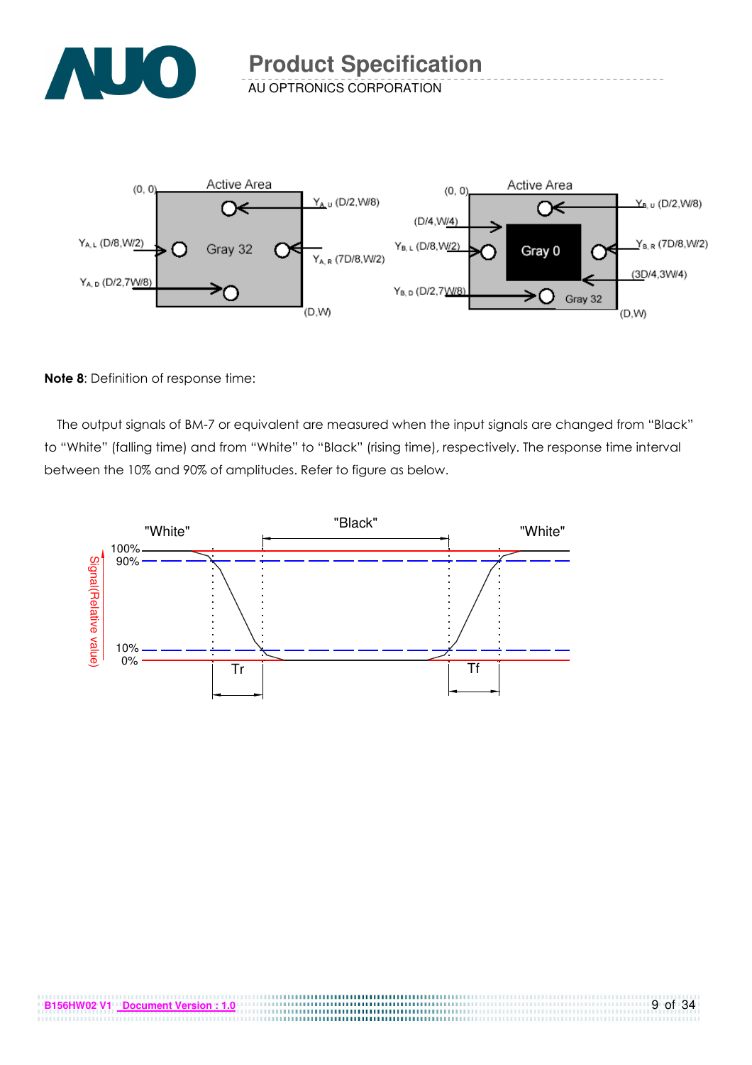**Note 8**: Definition of response time:

The output signals of BM-7 or equivalent are measured when the input signals are changed from "Black" to "White" (falling time) and from "White" to "Black" (rising time), respectively. The response time interval between the 10% and 90% of amplitudes. Refer to figure as below.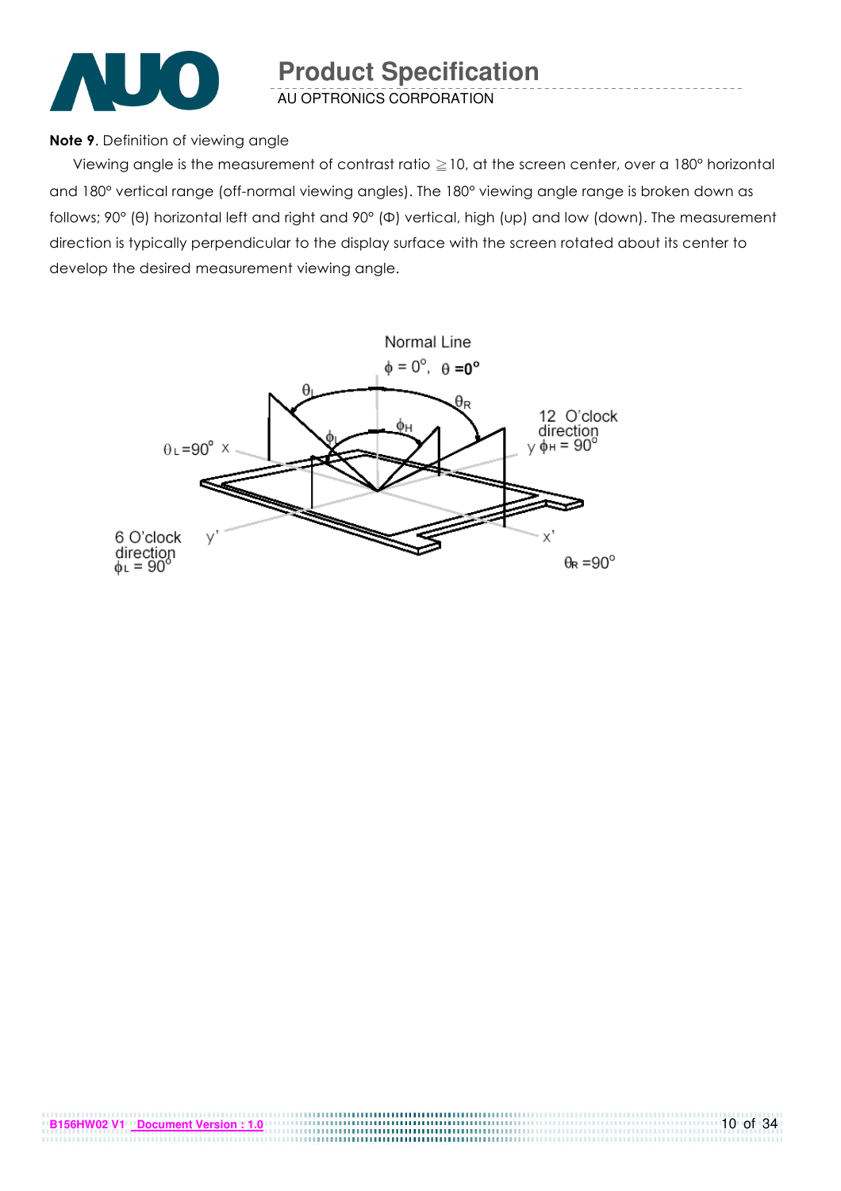**Note 9**. Definition of viewing angle

Viewing angle is the measurement of contrast ratio ≧10, at the screen center, over a 180° horizontal and 180° vertical range (off-normal viewing angles). The 180° viewing angle range is broken down as follows; 90° (θ) horizontal left and right and 90° (Φ) vertical, high (up) and low (down). The measurement direction is typically perpendicular to the display surface with the screen rotated about its center to develop the desired measurement viewing angle.

Normal Line
$\phi = 0°$, $\theta = 0°$

$\theta_L = 90°$ x

12 O'clock direction
y $\phi_H = 90°$

6 O'clock direction
$\phi_L = 90°$

$\theta_R = 90°$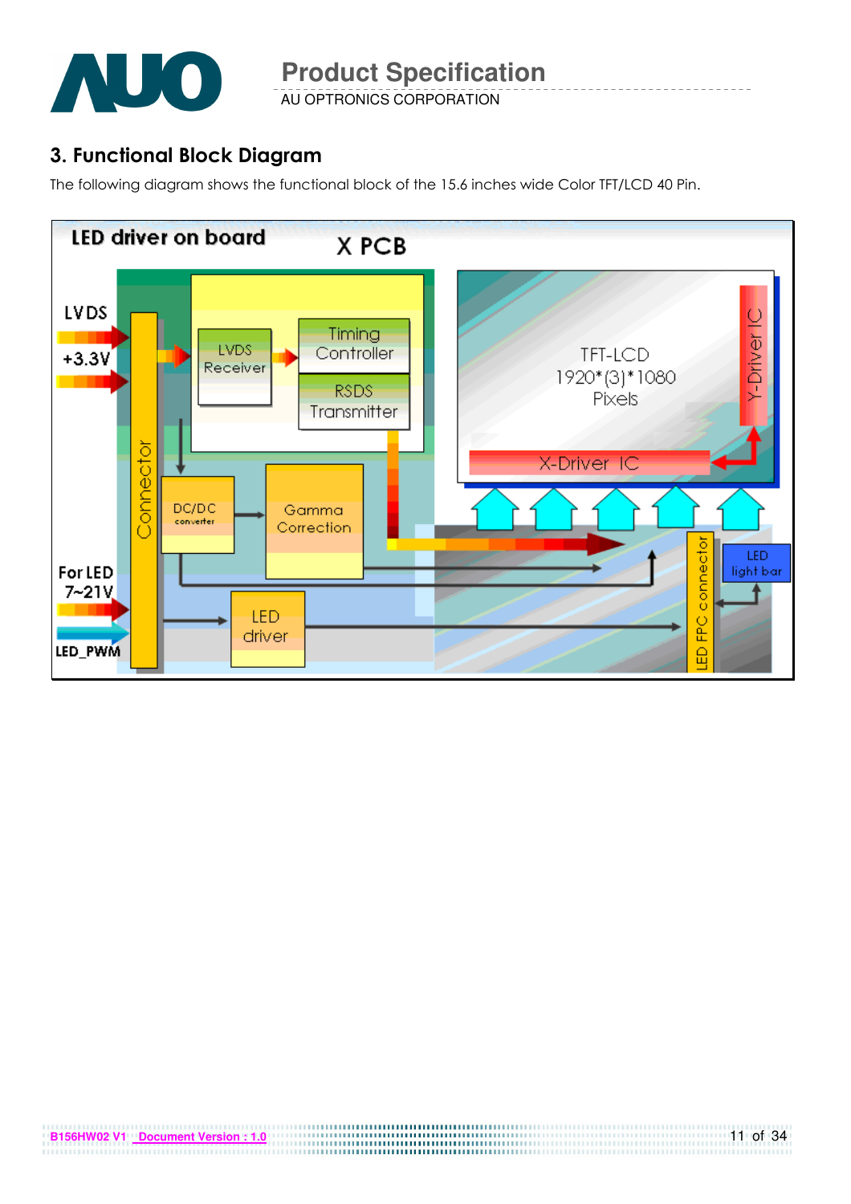## 3. Functional Block Diagram

The following diagram shows the functional block of the 15.6 inches wide Color TFT/LCD 40 Pin.

LED driver on board

X PCB

LVDS

+3.3V

For LED 7~21V

LED_PWM

Connector

LVDS Receiver

Timing Controller

RSDS Transmitter

DC/DC converter

Gamma Correction

LED driver

TFT-LCD 1920*(3)*1080 Pixels

Y-Driver IC

X-Driver IC

LED FPC connector

LED light bar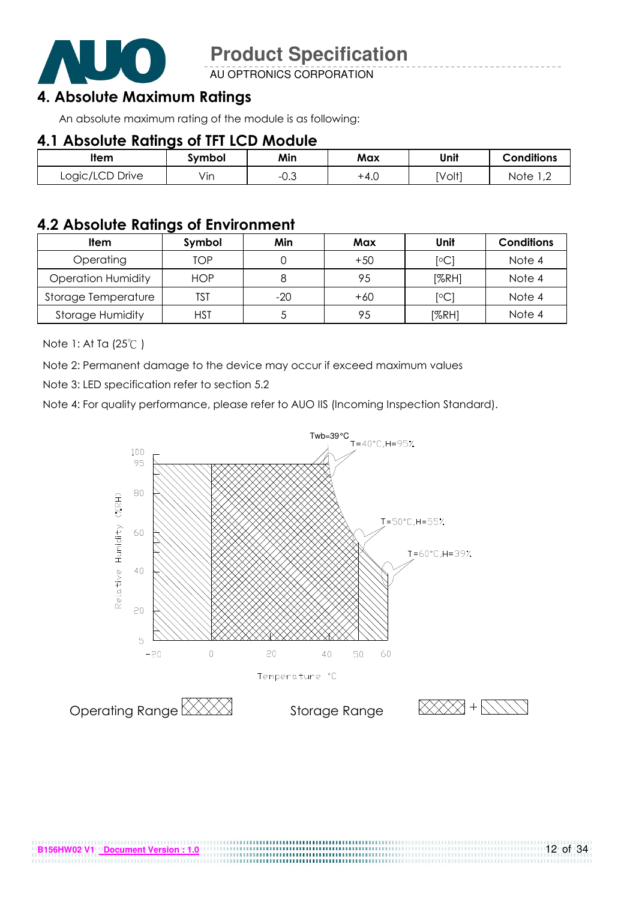## 4. Absolute Maximum Ratings

An absolute maximum rating of the module is as following:

### 4.1 Absolute Ratings of TFT LCD Module

| Item | Symbol | Min | Max | Unit | Conditions |
|---|---|---|---|---|---|
| Logic/LCD Drive | Vin | -0.3 | +4.0 | [Volt] | Note 1,2 |

### 4.2 Absolute Ratings of Environment

| Item | Symbol | Min | Max | Unit | Conditions |
|---|---|---|---|---|---|
| Operating | TOP | 0 | +50 | [°C] | Note 4 |
| Operation Humidity | HOP | 8 | 95 | [%RH] | Note 4 |
| Storage Temperature | TST | -20 | +60 | [°C] | Note 4 |
| Storage Humidity | HST | 5 | 95 | [%RH] | Note 4 |

Note 1: At Ta (25℃ )

Note 2: Permanent damage to the device may occur if exceed maximum values

Note 3: LED specification refer to section 5.2

Note 4: For quality performance, please refer to AUO IIS (Incoming Inspection Standard).

Twb=39°C

T=40°C,H=95%

T=50°C,H=55%

T=60°C,H=39%

Relative Humidity (%RH)

Temperature °C

Operating Range

Storage Range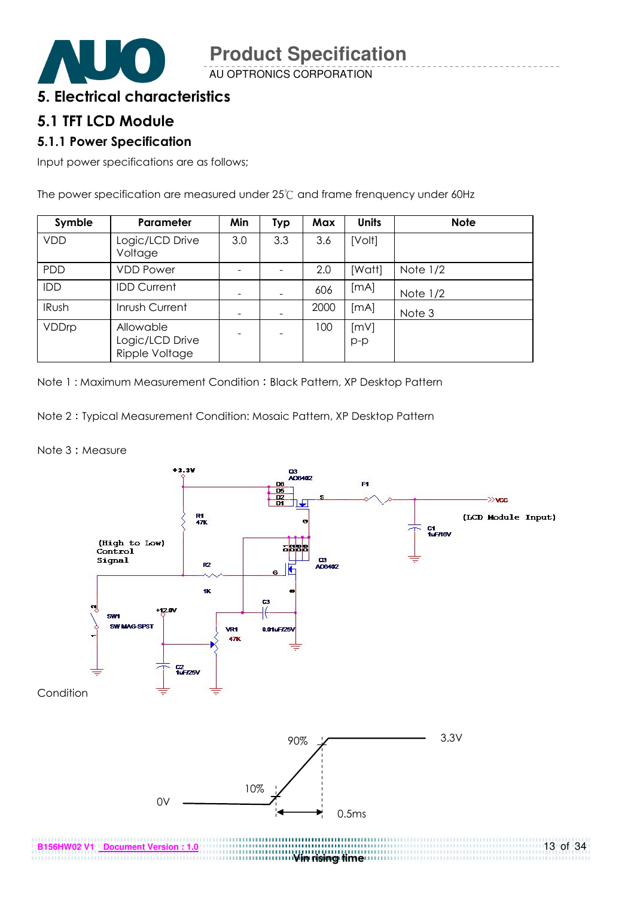## 5. Electrical characteristics

### 5.1 TFT LCD Module

#### 5.1.1 Power Specification

Input power specifications are as follows;

The power specification are measured under 25℃ and frame frenquency under 60Hz

| Symble | Parameter | Min | Typ | Max | Units | Note |
|---|---|---|---|---|---|---|
| VDD | Logic/LCD Drive Voltage | 3.0 | 3.3 | 3.6 | [Volt] | |
| PDD | VDD Power | - | - | 2.0 | [Watt] | Note 1/2 |
| IDD | IDD Current | - | - | 606 | [mA] | Note 1/2 |
| IRush | Inrush Current | - | - | 2000 | [mA] | Note 3 |
| VDDrp | Allowable Logic/LCD Drive Ripple Voltage | - | - | 100 | [mV] p-p | |

Note 1 : Maximum Measurement Condition：Black Pattern, XP Desktop Pattern

Note 2：Typical Measurement Condition: Mosaic Pattern, XP Desktop Pattern

Note 3：Measure Condition

Vin rising time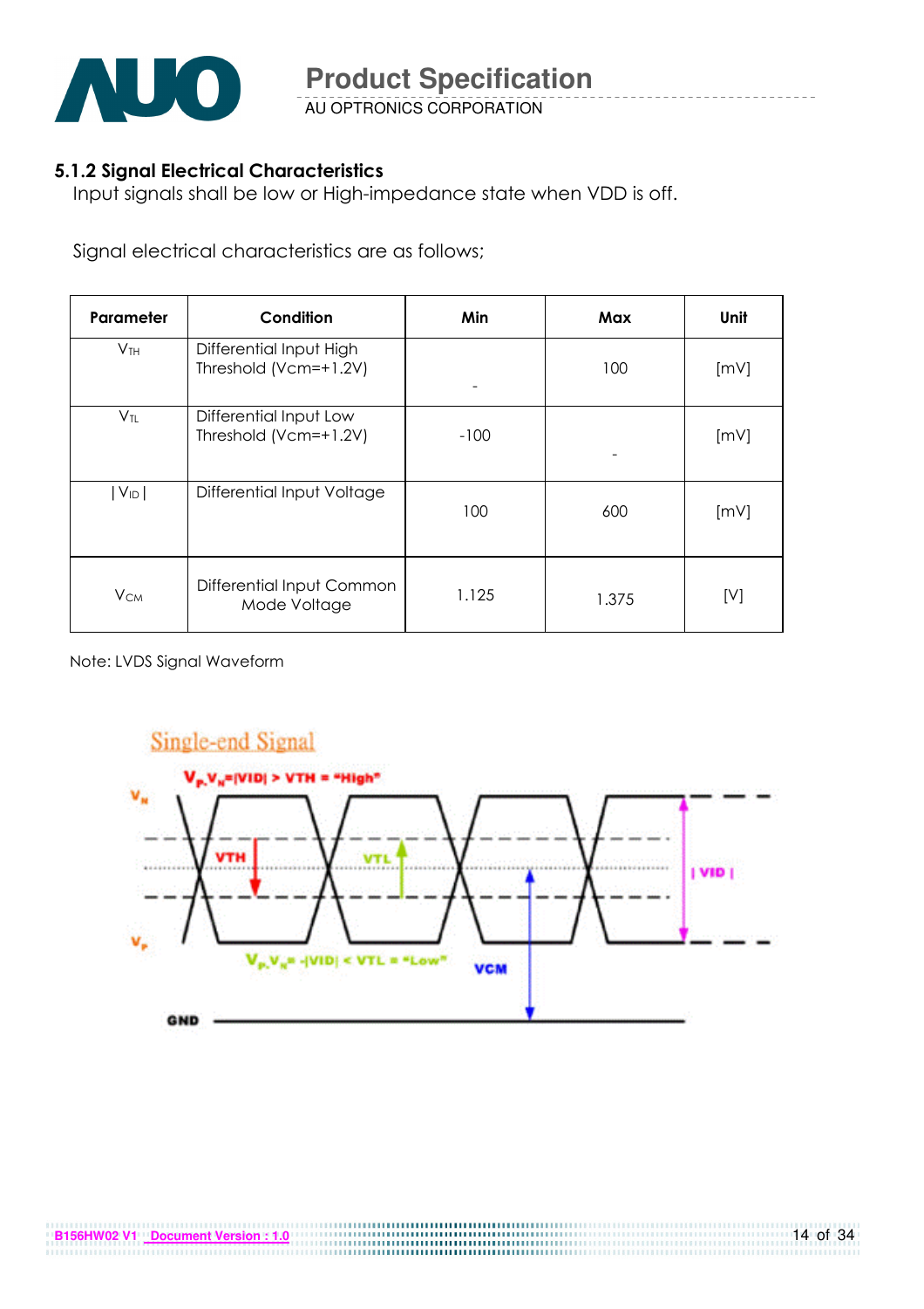### 5.1.2 Signal Electrical Characteristics

Input signals shall be low or High-impedance state when VDD is off.

Signal electrical characteristics are as follows;

| Parameter | Condition | Min | Max | Unit |
|---|---|---|---|---|
| $V_{TH}$ | Differential Input High Threshold (Vcm=+1.2V) | - | 100 | [mV] |
| $V_{TL}$ | Differential Input Low Threshold (Vcm=+1.2V) | -100 | - | [mV] |
| $\|V_{ID}\|$ | Differential Input Voltage | 100 | 600 | [mV] |
| $V_{CM}$ | Differential Input Common Mode Voltage | 1.125 | 1.375 | [V] |

Note: LVDS Signal Waveform

Single-end Signal

$V_P$-$V_N$=|VID| > VTH = "High"

$V_P$-$V_N$= -|VID| < VTL = "Low"

VTH, VTL, |VID|, VCM, $V_N$, $V_P$, GND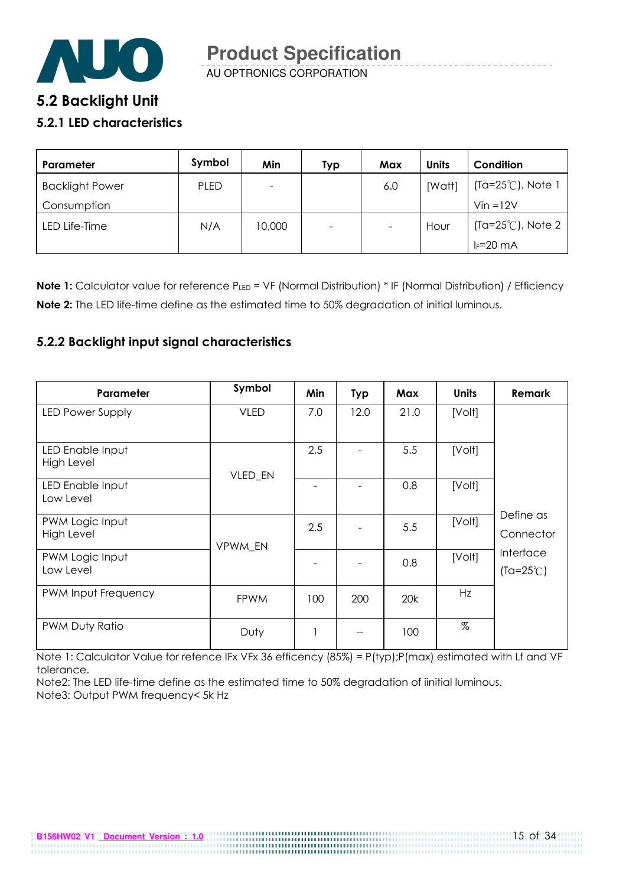## 5.2 Backlight Unit

### 5.2.1 LED characteristics

| Parameter | Symbol | Min | Typ | Max | Units | Condition |
|---|---|---|---|---|---|---|
| Backlight Power Consumption | PLED | - | | 6.0 | [Watt] | (Ta=25℃), Note 1 Vin =12V |
| LED Life-Time | N/A | 10,000 | - | - | Hour | (Ta=25℃), Note 2 $I_F$=20 mA |

**Note 1:** Calculator value for reference $P_{LED}$ = VF (Normal Distribution) * IF (Normal Distribution) / Efficiency

**Note 2:** The LED life-time define as the estimated time to 50% degradation of initial luminous.

### 5.2.2 Backlight input signal characteristics

| Parameter | Symbol | Min | Typ | Max | Units | Remark |
|---|---|---|---|---|---|---|
| LED Power Supply | VLED | 7.0 | 12.0 | 21.0 | [Volt] | Define as Connector Interface (Ta=25℃) |
| LED Enable Input High Level | VLED_EN | 2.5 | - | 5.5 | [Volt] | |
| LED Enable Input Low Level | | - | - | 0.8 | [Volt] | |
| PWM Logic Input High Level | VPWM_EN | 2.5 | - | 5.5 | [Volt] | |
| PWM Logic Input Low Level | | - | - | 0.8 | [Volt] | |
| PWM Input Frequency | FPWM | 100 | 200 | 20k | Hz | |
| PWM Duty Ratio | Duty | 1 | -- | 100 | % | |

Note 1: Calculator Value for refence IFx VFx 36 efficency (85%) = P(typ);P(max) estimated with Lf and VF tolerance.

Note2: The LED life-time define as the estimated time to 50% degradation of iinitial luminous.

Note3: Output PWM frequency< 5k Hz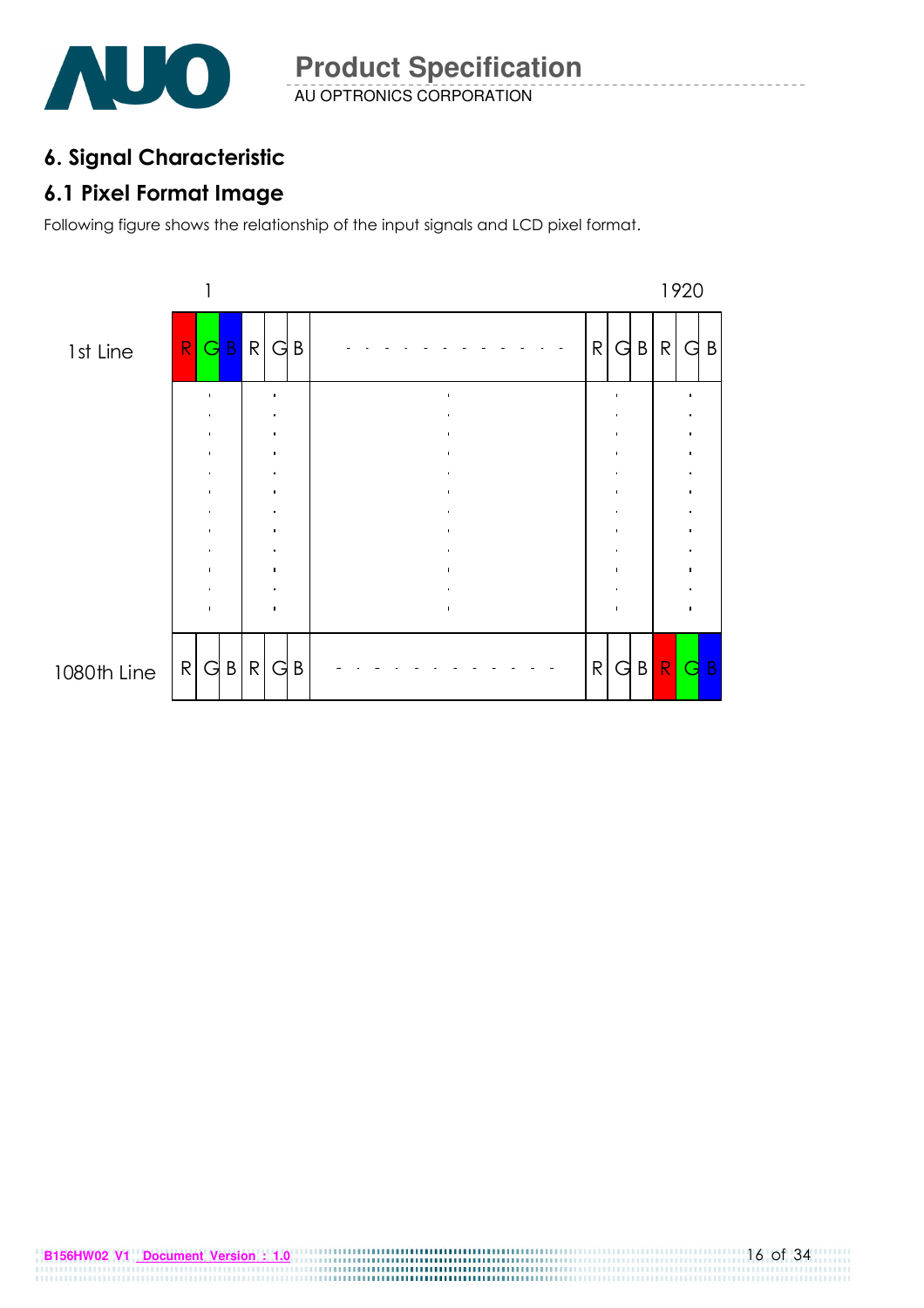## 6. Signal Characteristic

### 6.1 Pixel Format Image

Following figure shows the relationship of the input signals and LCD pixel format.

| | 1 | | | | | | | | | | | | 1920 | |
|---|---|---|---|---|---|---|---|---|---|---|---|---|---|---|
| 1st Line | R | G | B | R | G | B | - - - - - - - - - - - - | R | G | B | R | G | B |
| | . | | | . | | | . | | . | | | . | |
| 1080th Line | R | G | B | R | G | B | - - - - - - - - - - - - | R | G | B | R | G | B |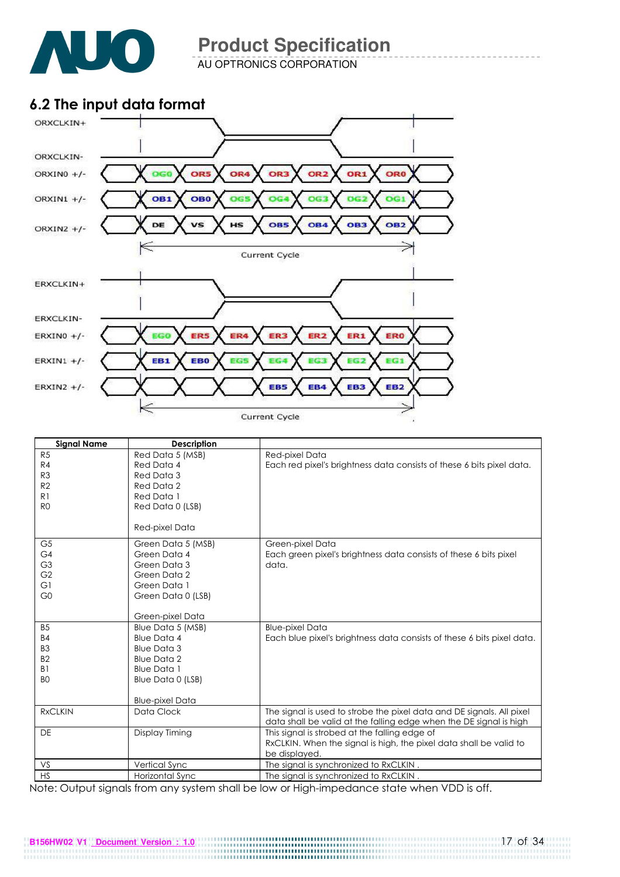## 6.2 The input data format

ORXCLKIN+
ORXCLKIN-
ORXIN0 +/- : OG0, OR5, OR4, OR3, OR2, OR1, OR0
ORXIN1 +/- : OB1, OB0, OG5, OG4, OG3, OG2, OG1
ORXIN2 +/- : DE, VS, HS, OB5, OB4, OB3, OB2

Current Cycle

ERXCLKIN+
ERXCLKIN-
ERXIN0 +/- : EG0, ER5, ER4, ER3, ER2, ER1, ER0
ERXIN1 +/- : EB1, EB0, EG5, EG4, EG3, EG2, EG1
ERXIN2 +/- : EB5, EB4, EB3, EB2

Current Cycle

| Signal Name | Description | |
|---|---|---|
| R5<br>R4<br>R3<br>R2<br>R1<br>R0 | Red Data 5 (MSB)<br>Red Data 4<br>Red Data 3<br>Red Data 2<br>Red Data 1<br>Red Data 0 (LSB)<br><br>Red-pixel Data | Red-pixel Data<br>Each red pixel's brightness data consists of these 6 bits pixel data. |
| G5<br>G4<br>G3<br>G2<br>G1<br>G0 | Green Data 5 (MSB)<br>Green Data 4<br>Green Data 3<br>Green Data 2<br>Green Data 1<br>Green Data 0 (LSB)<br><br>Green-pixel Data | Green-pixel Data<br>Each green pixel's brightness data consists of these 6 bits pixel data. |
| B5<br>B4<br>B3<br>B2<br>B1<br>B0 | Blue Data 5 (MSB)<br>Blue Data 4<br>Blue Data 3<br>Blue Data 2<br>Blue Data 1<br>Blue Data 0 (LSB)<br><br>Blue-pixel Data | Blue-pixel Data<br>Each blue pixel's brightness data consists of these 6 bits pixel data. |
| RxCLKIN | Data Clock | The signal is used to strobe the pixel data and DE signals. All pixel data shall be valid at the falling edge when the DE signal is high |
| DE | Display Timing | This signal is strobed at the falling edge of RxCLKIN. When the signal is high, the pixel data shall be valid to be displayed. |
| VS | Vertical Sync | The signal is synchronized to RxCLKIN . |
| HS | Horizontal Sync | The signal is synchronized to RxCLKIN . |

Note: Output signals from any system shall be low or High-impedance state when VDD is off.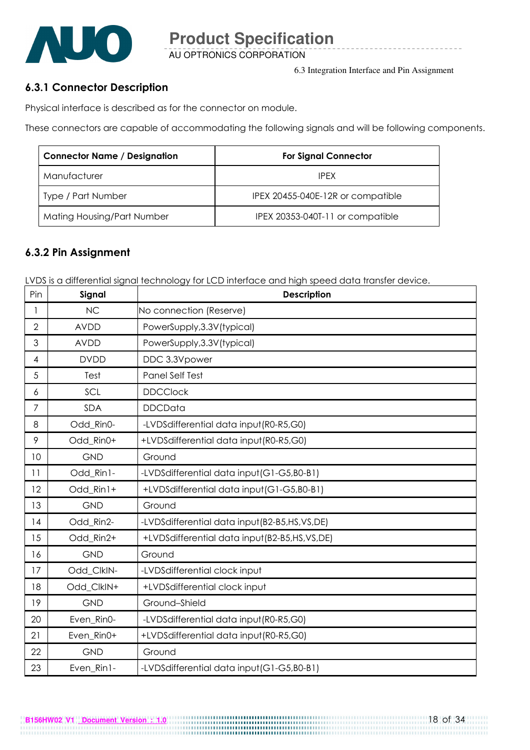6.3 Integration Interface and Pin Assignment

### 6.3.1 Connector Description

Physical interface is described as for the connector on module.

These connectors are capable of accommodating the following signals and will be following components.

| Connector Name / Designation | For Signal Connector |
|---|---|
| Manufacturer | IPEX |
| Type / Part Number | IPEX 20455-040E-12R or compatible |
| Mating Housing/Part Number | IPEX 20353-040T-11 or compatible |

### 6.3.2 Pin Assignment

LVDS is a differential signal technology for LCD interface and high speed data transfer device.

| Pin | Signal | Description |
|---|---|---|
| 1 | NC | No connection (Reserve) |
| 2 | AVDD | PowerSupply,3.3V(typical) |
| 3 | AVDD | PowerSupply,3.3V(typical) |
| 4 | DVDD | DDC 3.3Vpower |
| 5 | Test | Panel Self Test |
| 6 | SCL | DDCClock |
| 7 | SDA | DDCData |
| 8 | Odd_Rin0- | -LVDSdifferential data input(R0-R5,G0) |
| 9 | Odd_Rin0+ | +LVDSdifferential data input(R0-R5,G0) |
| 10 | GND | Ground |
| 11 | Odd_Rin1- | -LVDSdifferential data input(G1-G5,B0-B1) |
| 12 | Odd_Rin1+ | +LVDSdifferential data input(G1-G5,B0-B1) |
| 13 | GND | Ground |
| 14 | Odd_Rin2- | -LVDSdifferential data input(B2-B5,HS,VS,DE) |
| 15 | Odd_Rin2+ | +LVDSdifferential data input(B2-B5,HS,VS,DE) |
| 16 | GND | Ground |
| 17 | Odd_ClkIN- | -LVDSdifferential clock input |
| 18 | Odd_ClkIN+ | +LVDSdifferential clock input |
| 19 | GND | Ground–Shield |
| 20 | Even_Rin0- | -LVDSdifferential data input(R0-R5,G0) |
| 21 | Even_Rin0+ | +LVDSdifferential data input(R0-R5,G0) |
| 22 | GND | Ground |
| 23 | Even_Rin1- | -LVDSdifferential data input(G1-G5,B0-B1) |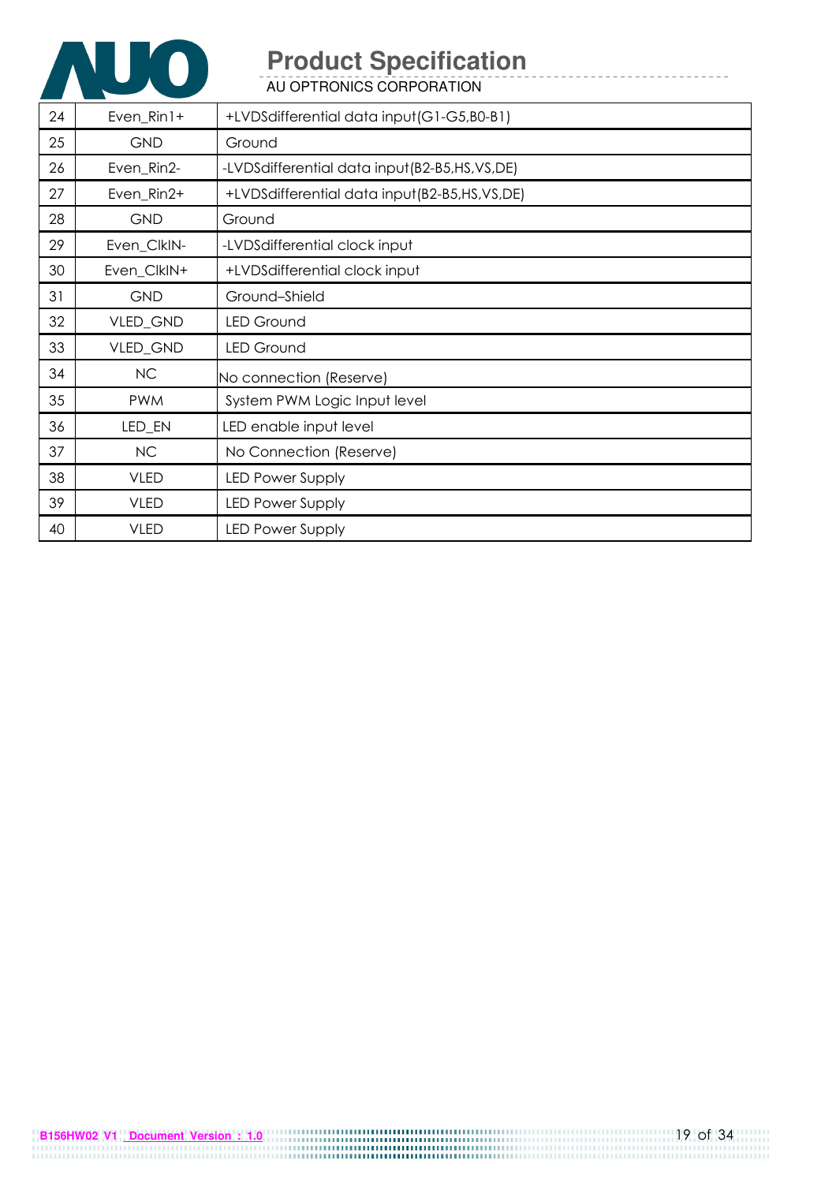| 24 | Even_Rin1+ | +LVDSdifferential data input(G1-G5,B0-B1) |
|---|---|---|
| 25 | GND | Ground |
| 26 | Even_Rin2- | -LVDSdifferential data input(B2-B5,HS,VS,DE) |
| 27 | Even_Rin2+ | +LVDSdifferential data input(B2-B5,HS,VS,DE) |
| 28 | GND | Ground |
| 29 | Even_ClkIN- | -LVDSdifferential clock input |
| 30 | Even_ClkIN+ | +LVDSdifferential clock input |
| 31 | GND | Ground–Shield |
| 32 | VLED_GND | LED Ground |
| 33 | VLED_GND | LED Ground |
| 34 | NC | No connection (Reserve) |
| 35 | PWM | System PWM Logic Input level |
| 36 | LED_EN | LED enable input level |
| 37 | NC | No Connection (Reserve) |
| 38 | VLED | LED Power Supply |
| 39 | VLED | LED Power Supply |
| 40 | VLED | LED Power Supply |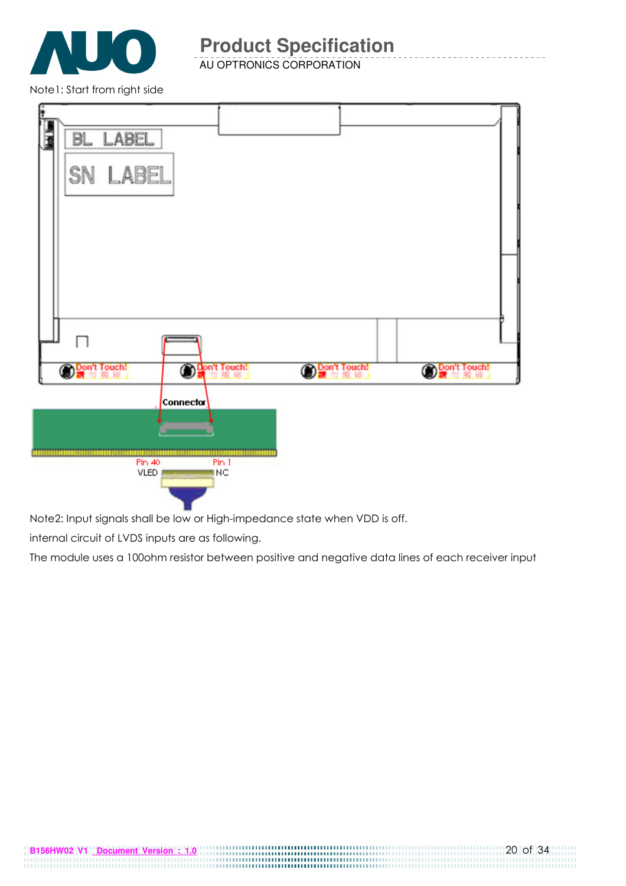Note1: Start from right side

Note2: Input signals shall be low or High-impedance state when VDD is off.

internal circuit of LVDS inputs are as following.

The module uses a 100ohm resistor between positive and negative data lines of each receiver input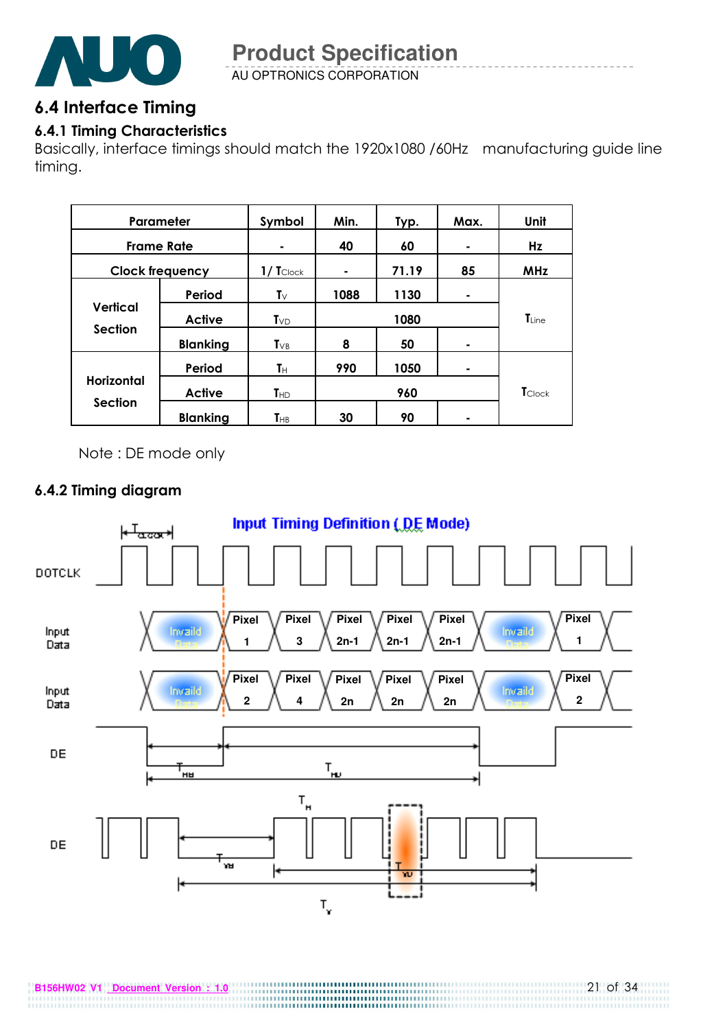## 6.4 Interface Timing

### 6.4.1 Timing Characteristics

Basically, interface timings should match the 1920x1080 /60Hz manufacturing guide line timing.

| Parameter | | Symbol | Min. | Typ. | Max. | Unit |
|---|---|---|---|---|---|---|
| Frame Rate | | - | 40 | 60 | - | Hz |
| Clock frequency | | $1/T_{Clock}$ | - | 71.19 | 85 | MHz |
| Vertical Section | Period | $T_V$ | 1088 | 1130 | - | $T_{Line}$ |
| | Active | $T_{VD}$ | 1080 | | | |
| | Blanking | $T_{VB}$ | 8 | 50 | - | |
| Horizontal Section | Period | $T_H$ | 990 | 1050 | - | $T_{Clock}$ |
| | Active | $T_{HD}$ | 960 | | | |
| | Blanking | $T_{HB}$ | 30 | 90 | - | |

Note : DE mode only

### 6.4.2 Timing diagram

**Input Timing Definition ( DE Mode)**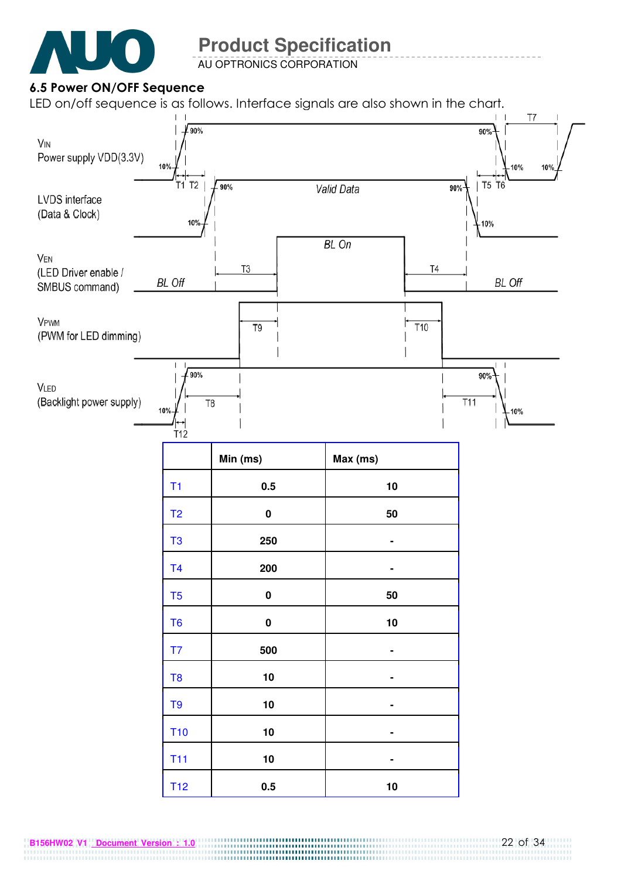### 6.5 Power ON/OFF Sequence

LED on/off sequence is as follows. Interface signals are also shown in the chart.

VIN
Power supply VDD(3.3V)

LVDS interface
(Data & Clock)

VEN
(LED Driver enable / SMBUS command)

VPWM
(PWM for LED dimming)

VLED
(Backlight power supply)

|  | Min (ms) | Max (ms) |
|---|---|---|
| T1 | 0.5 | 10 |
| T2 | 0 | 50 |
| T3 | 250 | - |
| T4 | 200 | - |
| T5 | 0 | 50 |
| T6 | 0 | 10 |
| T7 | 500 | - |
| T8 | 10 | - |
| T9 | 10 | - |
| T10 | 10 | - |
| T11 | 10 | - |
| T12 | 0.5 | 10 |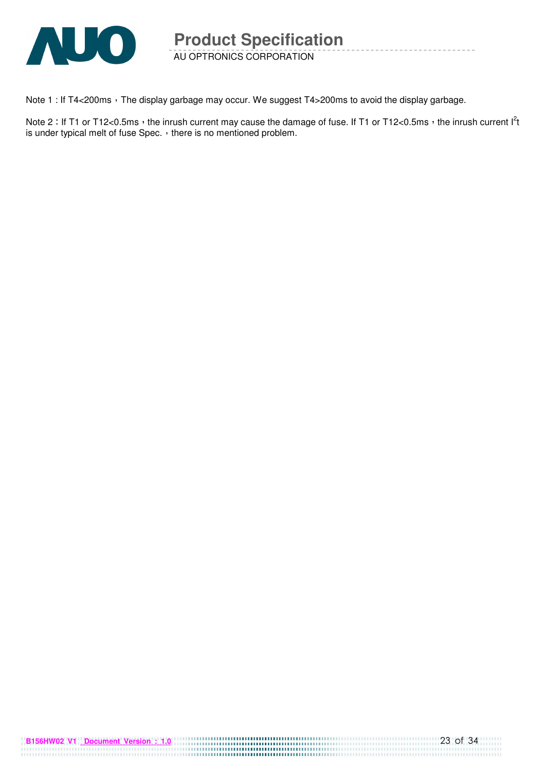Note 1 : If T4<200ms，The display garbage may occur. We suggest T4>200ms to avoid the display garbage.

Note 2：If T1 or T12<0.5ms，the inrush current may cause the damage of fuse. If T1 or T12<0.5ms，the inrush current $I^2t$ is under typical melt of fuse Spec.，there is no mentioned problem.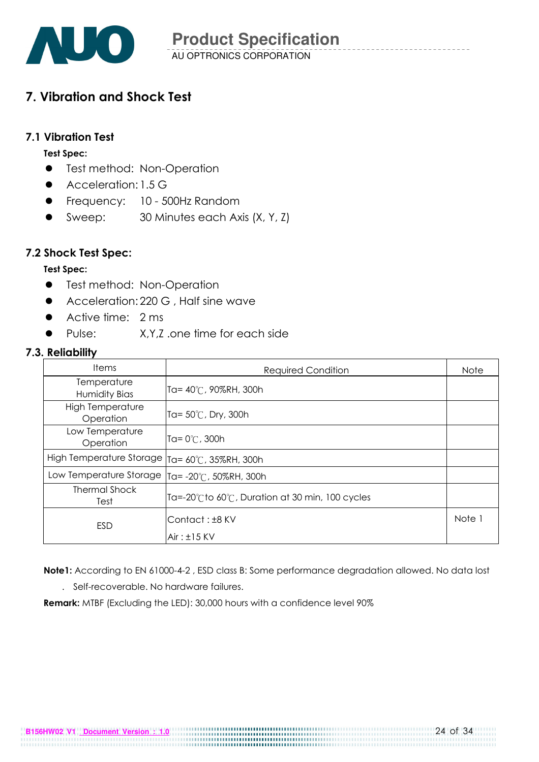## 7. Vibration and Shock Test

### 7.1 Vibration Test

**Test Spec:**

- Test method: Non-Operation
- Acceleration: 1.5 G
- Frequency: 10 - 500Hz Random
- Sweep: 30 Minutes each Axis (X, Y, Z)

### 7.2 Shock Test Spec:

**Test Spec:**

- Test method: Non-Operation
- Acceleration: 220 G , Half sine wave
- Active time: 2 ms
- Pulse: X,Y,Z .one time for each side

### 7.3. Reliability

| Items | Required Condition | Note |
|---|---|---|
| Temperature Humidity Bias | Ta= 40℃, 90%RH, 300h | |
| High Temperature Operation | Ta= 50℃, Dry, 300h | |
| Low Temperature Operation | Ta= 0℃, 300h | |
| High Temperature Storage | Ta= 60℃, 35%RH, 300h | |
| Low Temperature Storage | Ta= -20℃, 50%RH, 300h | |
| Thermal Shock Test | Ta=-20℃to 60℃, Duration at 30 min, 100 cycles | |
| ESD | Contact : ±8 KV<br>Air : ±15 KV | Note 1 |

**Note1:** According to EN 61000-4-2 , ESD class B: Some performance degradation allowed. No data lost . Self-recoverable. No hardware failures.

**Remark:** MTBF (Excluding the LED): 30,000 hours with a confidence level 90%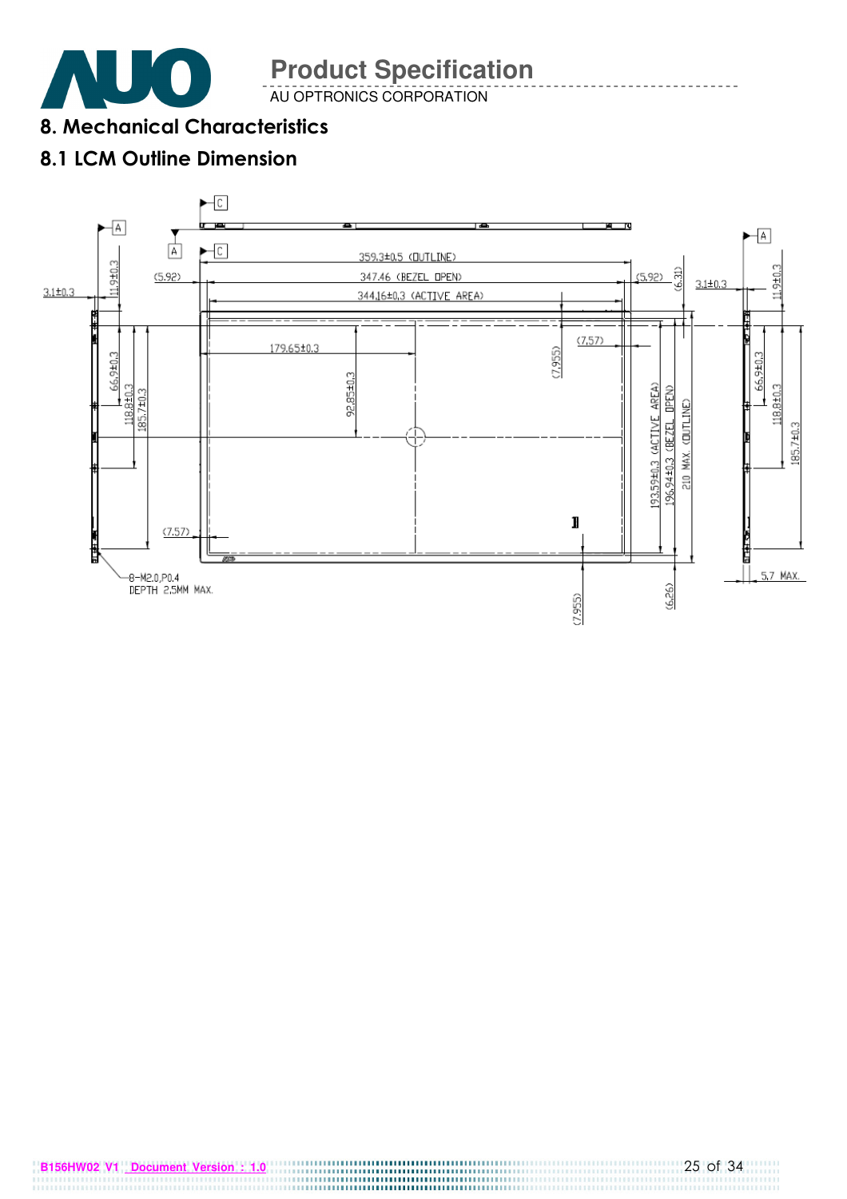## 8. Mechanical Characteristics

### 8.1 LCM Outline Dimension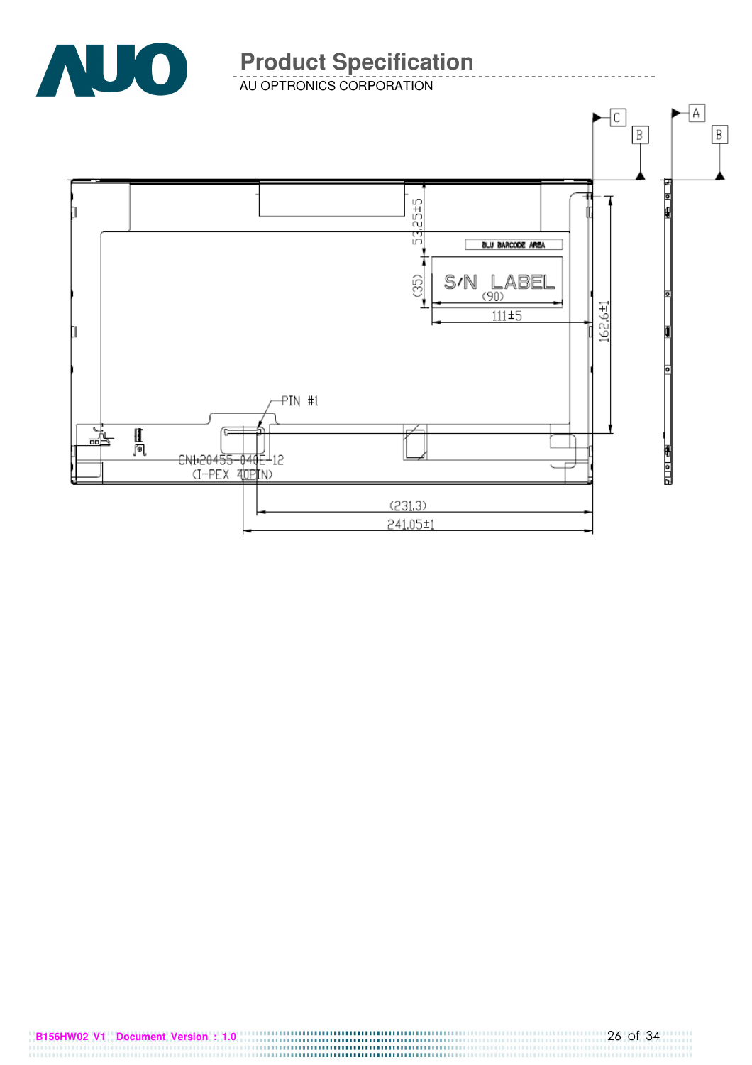BLU BARCODE AREA

S/N LABEL
(90)

53.25±5

(35)

111±5

162.6±1

PIN #1

CN1:20455-040E-12
(I-PEX 40PIN)

(231.3)

241.05±1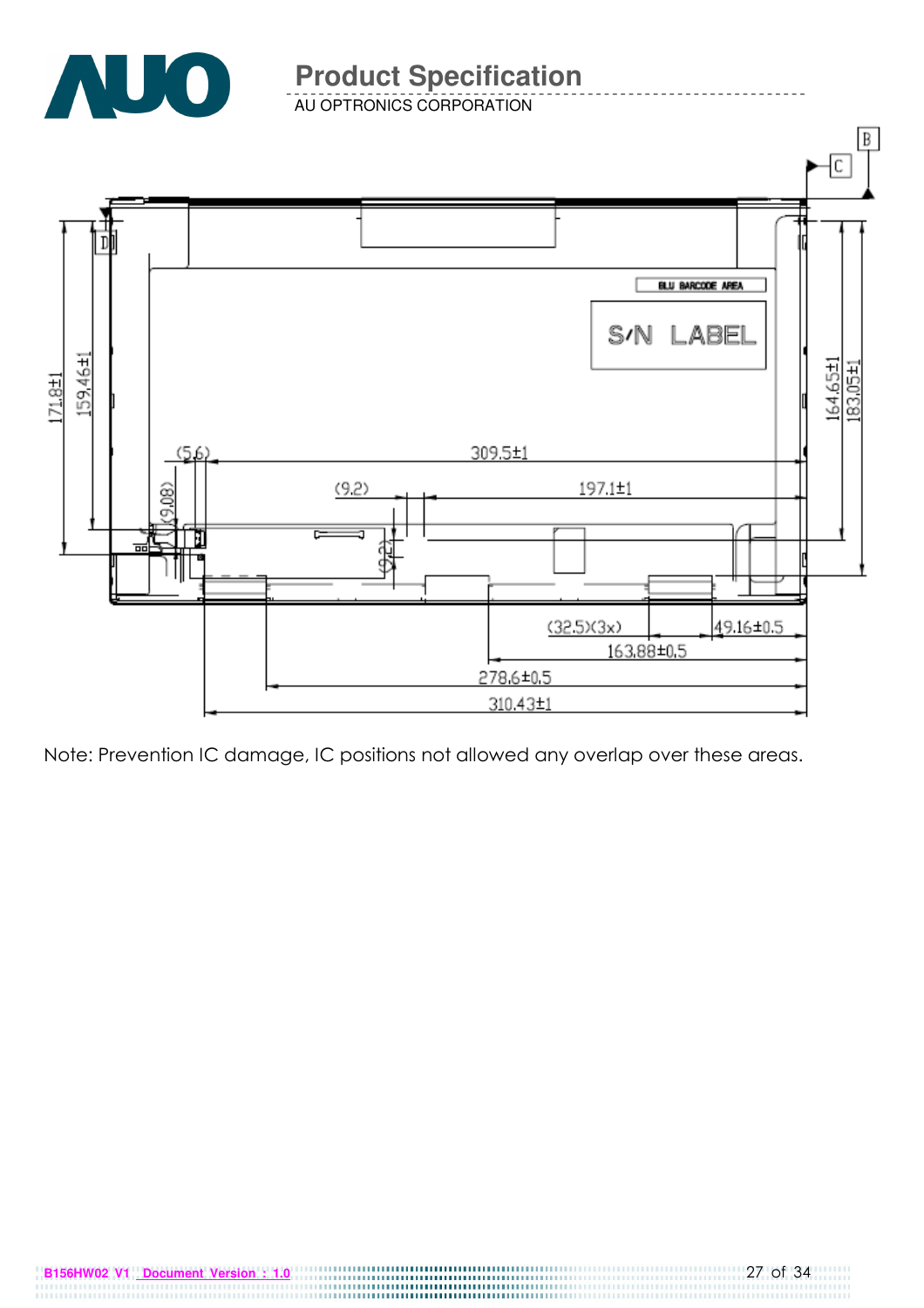Note: Prevention IC damage, IC positions not allowed any overlap over these areas.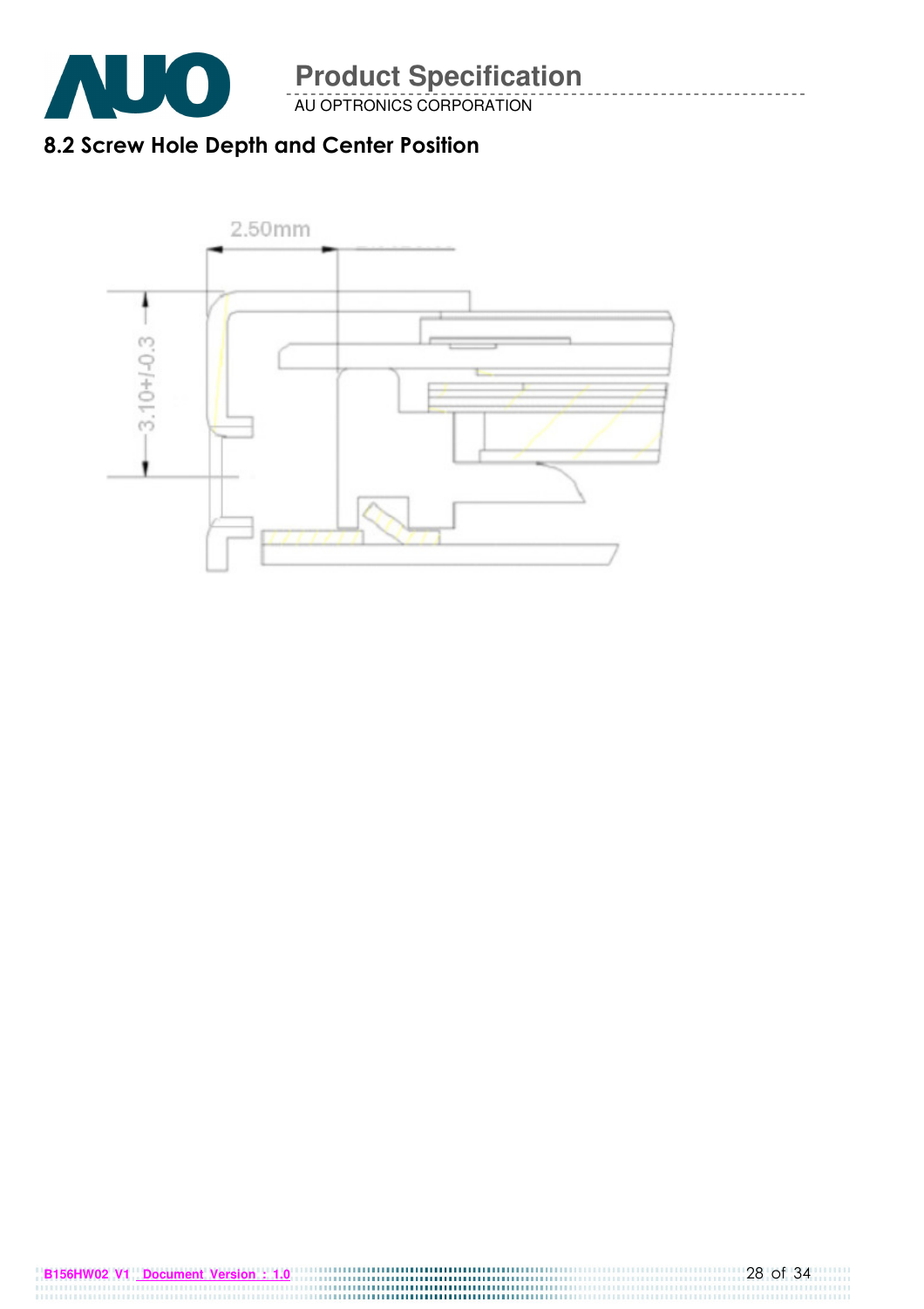## 8.2 Screw Hole Depth and Center Position

2.50mm

3.10+/-0.3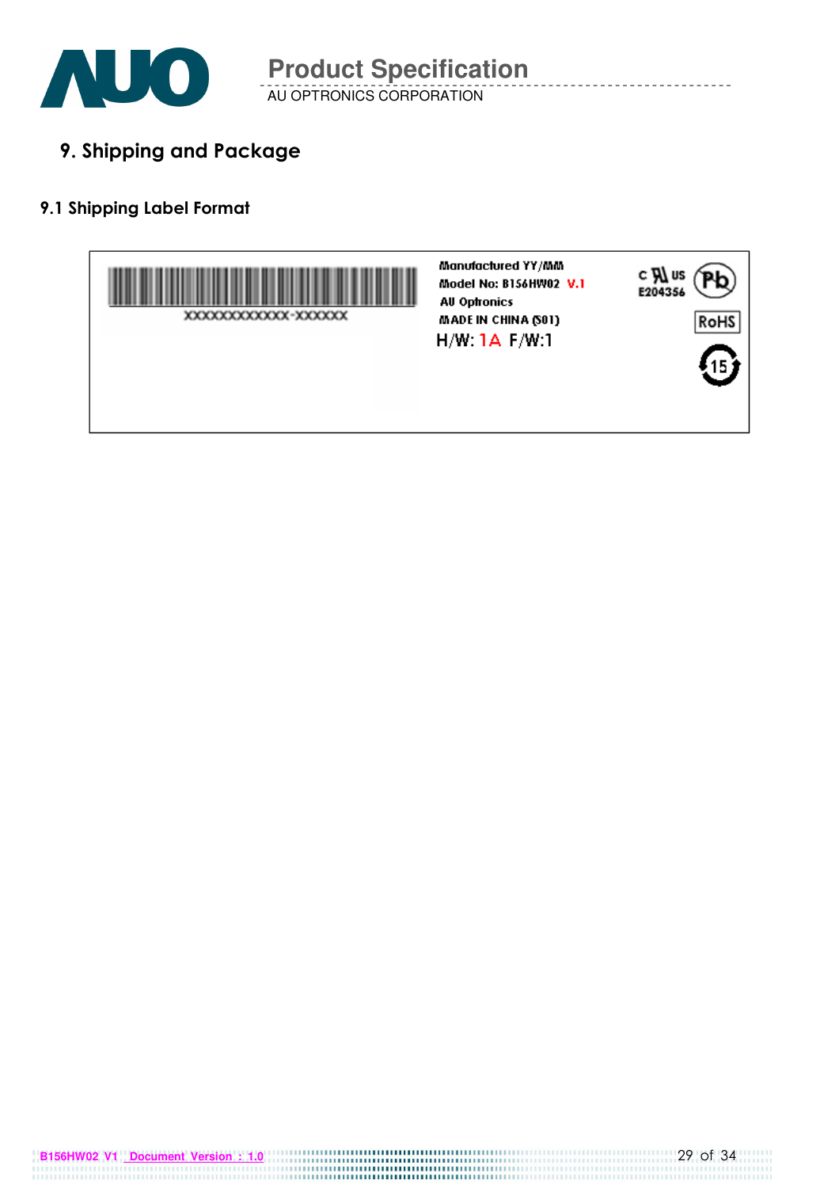# 9. Shipping and Package

## 9.1 Shipping Label Format

XXXXXXXXXXXX-XXXXXX

Manufactured YY/MM
Model No: B156HW02 V.1
AU Optronics
MADE IN CHINA (S01)
H/W: 1A F/W:1

c US E204356

Pb

RoHS

15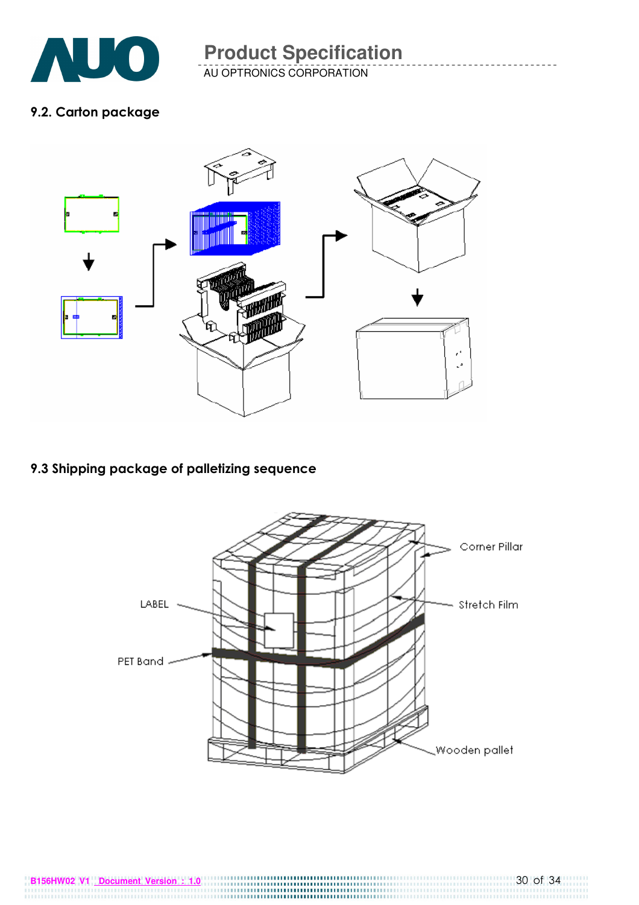## 9.2. Carton package

## 9.3 Shipping package of palletizing sequence

Corner Pillar

LABEL

Stretch Film

PET Band

Wooden pallet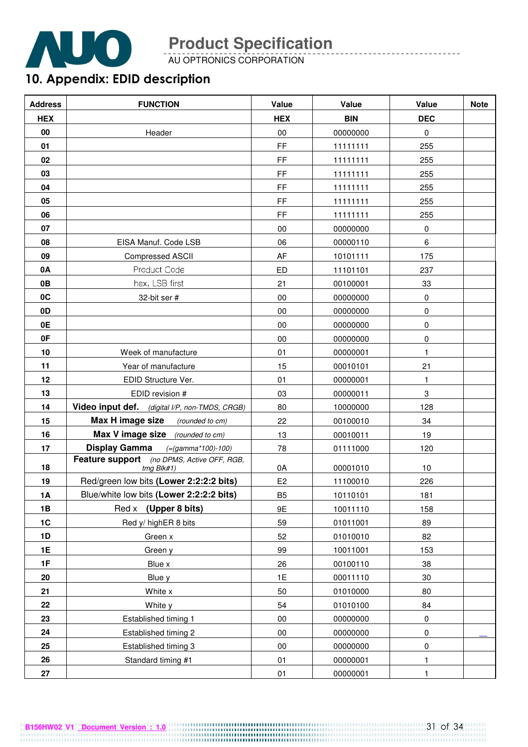# 10. Appendix: EDID description

| Address | FUNCTION | Value | Value | Value | Note |
|---|---|---|---|---|---|
| HEX | | HEX | BIN | DEC | |
| 00 | Header | 00 | 00000000 | 0 | |
| 01 | | FF | 11111111 | 255 | |
| 02 | | FF | 11111111 | 255 | |
| 03 | | FF | 11111111 | 255 | |
| 04 | | FF | 11111111 | 255 | |
| 05 | | FF | 11111111 | 255 | |
| 06 | | FF | 11111111 | 255 | |
| 07 | | 00 | 00000000 | 0 | |
| 08 | EISA Manuf. Code LSB | 06 | 00000110 | 6 | |
| 09 | Compressed ASCII | AF | 10101111 | 175 | |
| 0A | Product Code | ED | 11101101 | 237 | |
| 0B | hex, LSB first | 21 | 00100001 | 33 | |
| 0C | 32-bit ser # | 00 | 00000000 | 0 | |
| 0D | | 00 | 00000000 | 0 | |
| 0E | | 00 | 00000000 | 0 | |
| 0F | | 00 | 00000000 | 0 | |
| 10 | Week of manufacture | 01 | 00000001 | 1 | |
| 11 | Year of manufacture | 15 | 00010101 | 21 | |
| 12 | EDID Structure Ver. | 01 | 00000001 | 1 | |
| 13 | EDID revision # | 03 | 00000011 | 3 | |
| 14 | **Video input def.** *(digital I/P, non-TMDS, CRGB)* | 80 | 10000000 | 128 | |
| 15 | **Max H image size** *(rounded to cm)* | 22 | 00100010 | 34 | |
| 16 | **Max V image size** *(rounded to cm)* | 13 | 00010011 | 19 | |
| 17 | **Display Gamma** *(=(gamma*100)-100)* | 78 | 01111000 | 120 | |
| 18 | **Feature support** *(no DPMS, Active OFF, RGB, tmg Blk#1)* | 0A | 00001010 | 10 | |
| 19 | Red/green low bits **(Lower 2:2:2:2 bits)** | E2 | 11100010 | 226 | |
| 1A | Blue/white low bits **(Lower 2:2:2:2 bits)** | B5 | 10110101 | 181 | |
| 1B | Red x **(Upper 8 bits)** | 9E | 10011110 | 158 | |
| 1C | Red y/ highER 8 bits | 59 | 01011001 | 89 | |
| 1D | Green x | 52 | 01010010 | 82 | |
| 1E | Green y | 99 | 10011001 | 153 | |
| 1F | Blue x | 26 | 00100110 | 38 | |
| 20 | Blue y | 1E | 00011110 | 30 | |
| 21 | White x | 50 | 01010000 | 80 | |
| 22 | White y | 54 | 01010100 | 84 | |
| 23 | Established timing 1 | 00 | 00000000 | 0 | |
| 24 | Established timing 2 | 00 | 00000000 | 0 | |
| 25 | Established timing 3 | 00 | 00000000 | 0 | |
| 26 | Standard timing #1 | 01 | 00000001 | 1 | |
| 27 | | 01 | 00000001 | 1 | |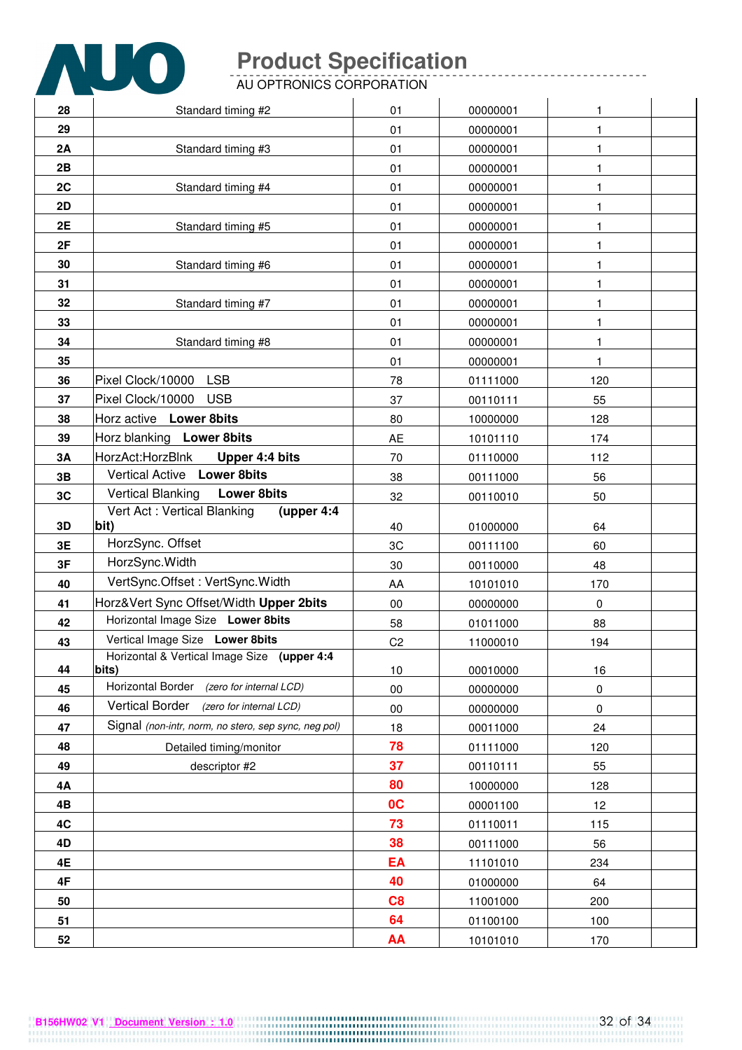| 28 | Standard timing #2 | 01 | 00000001 | 1 | |
|---|---|---|---|---|---|
| 29 | | 01 | 00000001 | 1 | |
| 2A | Standard timing #3 | 01 | 00000001 | 1 | |
| 2B | | 01 | 00000001 | 1 | |
| 2C | Standard timing #4 | 01 | 00000001 | 1 | |
| 2D | | 01 | 00000001 | 1 | |
| 2E | Standard timing #5 | 01 | 00000001 | 1 | |
| 2F | | 01 | 00000001 | 1 | |
| 30 | Standard timing #6 | 01 | 00000001 | 1 | |
| 31 | | 01 | 00000001 | 1 | |
| 32 | Standard timing #7 | 01 | 00000001 | 1 | |
| 33 | | 01 | 00000001 | 1 | |
| 34 | Standard timing #8 | 01 | 00000001 | 1 | |
| 35 | | 01 | 00000001 | 1 | |
| 36 | Pixel Clock/10000 LSB | 78 | 01111000 | 120 | |
| 37 | Pixel Clock/10000 USB | 37 | 00110111 | 55 | |
| 38 | Horz active **Lower 8bits** | 80 | 10000000 | 128 | |
| 39 | Horz blanking **Lower 8bits** | AE | 10101110 | 174 | |
| 3A | HorzAct:HorzBlnk **Upper 4:4 bits** | 70 | 01110000 | 112 | |
| 3B | Vertical Active **Lower 8bits** | 38 | 00111000 | 56 | |
| 3C | Vertical Blanking **Lower 8bits** | 32 | 00110010 | 50 | |
| 3D | Vert Act : Vertical Blanking **(upper 4:4 bit)** | 40 | 01000000 | 64 | |
| 3E | HorzSync. Offset | 3C | 00111100 | 60 | |
| 3F | HorzSync.Width | 30 | 00110000 | 48 | |
| 40 | VertSync.Offset : VertSync.Width | AA | 10101010 | 170 | |
| 41 | Horz&Vert Sync Offset/Width **Upper 2bits** | 00 | 00000000 | 0 | |
| 42 | Horizontal Image Size **Lower 8bits** | 58 | 01011000 | 88 | |
| 43 | Vertical Image Size **Lower 8bits** | C2 | 11000010 | 194 | |
| 44 | Horizontal & Vertical Image Size **(upper 4:4 bits)** | 10 | 00010000 | 16 | |
| 45 | Horizontal Border *(zero for internal LCD)* | 00 | 00000000 | 0 | |
| 46 | Vertical Border *(zero for internal LCD)* | 00 | 00000000 | 0 | |
| 47 | Signal *(non-intr, norm, no stero, sep sync, neg pol)* | 18 | 00011000 | 24 | |
| 48 | Detailed timing/monitor | 78 | 01111000 | 120 | |
| 49 | descriptor #2 | 37 | 00110111 | 55 | |
| 4A | | 80 | 10000000 | 128 | |
| 4B | | 0C | 00001100 | 12 | |
| 4C | | 73 | 01110011 | 115 | |
| 4D | | 38 | 00111000 | 56 | |
| 4E | | EA | 11101010 | 234 | |
| 4F | | 40 | 01000000 | 64 | |
| 50 | | C8 | 11001000 | 200 | |
| 51 | | 64 | 01100100 | 100 | |
| 52 | | AA | 10101010 | 170 | |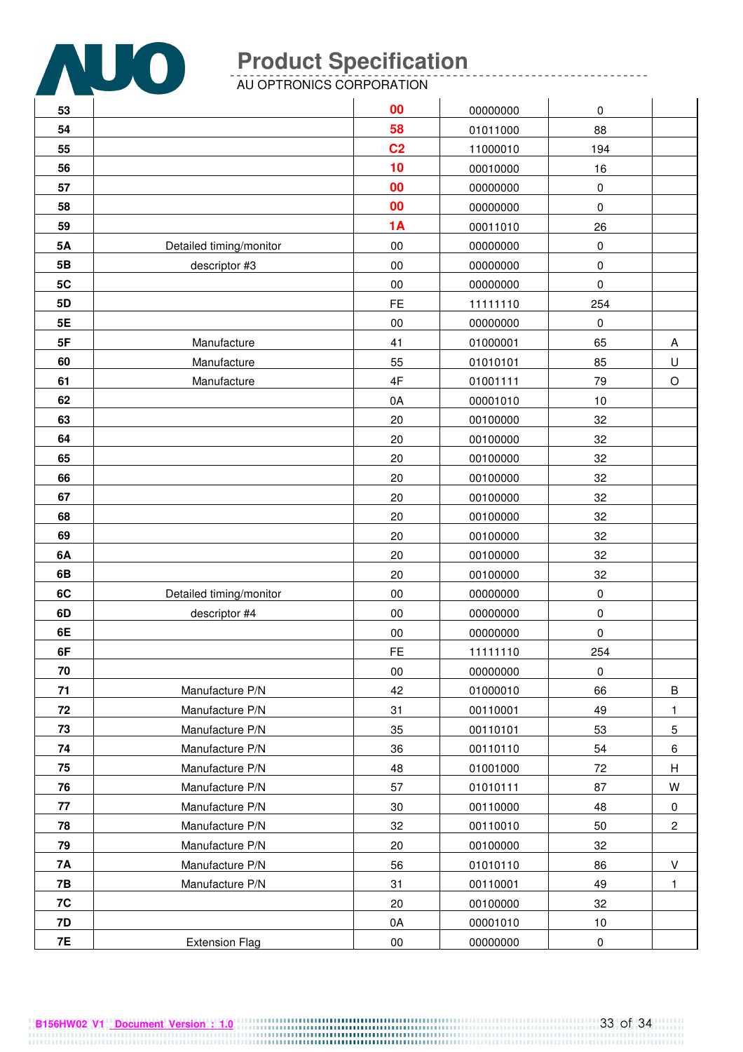| 53 | | 00 | 00000000 | 0 | |
|---|---|---|---|---|---|
| 54 | | 58 | 01011000 | 88 | |
| 55 | | C2 | 11000010 | 194 | |
| 56 | | 10 | 00010000 | 16 | |
| 57 | | 00 | 00000000 | 0 | |
| 58 | | 00 | 00000000 | 0 | |
| 59 | | 1A | 00011010 | 26 | |
| 5A | Detailed timing/monitor | 00 | 00000000 | 0 | |
| 5B | descriptor #3 | 00 | 00000000 | 0 | |
| 5C | | 00 | 00000000 | 0 | |
| 5D | | FE | 11111110 | 254 | |
| 5E | | 00 | 00000000 | 0 | |
| 5F | Manufacture | 41 | 01000001 | 65 | A |
| 60 | Manufacture | 55 | 01010101 | 85 | U |
| 61 | Manufacture | 4F | 01001111 | 79 | O |
| 62 | | 0A | 00001010 | 10 | |
| 63 | | 20 | 00100000 | 32 | |
| 64 | | 20 | 00100000 | 32 | |
| 65 | | 20 | 00100000 | 32 | |
| 66 | | 20 | 00100000 | 32 | |
| 67 | | 20 | 00100000 | 32 | |
| 68 | | 20 | 00100000 | 32 | |
| 69 | | 20 | 00100000 | 32 | |
| 6A | | 20 | 00100000 | 32 | |
| 6B | | 20 | 00100000 | 32 | |
| 6C | Detailed timing/monitor | 00 | 00000000 | 0 | |
| 6D | descriptor #4 | 00 | 00000000 | 0 | |
| 6E | | 00 | 00000000 | 0 | |
| 6F | | FE | 11111110 | 254 | |
| 70 | | 00 | 00000000 | 0 | |
| 71 | Manufacture P/N | 42 | 01000010 | 66 | B |
| 72 | Manufacture P/N | 31 | 00110001 | 49 | 1 |
| 73 | Manufacture P/N | 35 | 00110101 | 53 | 5 |
| 74 | Manufacture P/N | 36 | 00110110 | 54 | 6 |
| 75 | Manufacture P/N | 48 | 01001000 | 72 | H |
| 76 | Manufacture P/N | 57 | 01010111 | 87 | W |
| 77 | Manufacture P/N | 30 | 00110000 | 48 | 0 |
| 78 | Manufacture P/N | 32 | 00110010 | 50 | 2 |
| 79 | Manufacture P/N | 20 | 00100000 | 32 | |
| 7A | Manufacture P/N | 56 | 01010110 | 86 | V |
| 7B | Manufacture P/N | 31 | 00110001 | 49 | 1 |
| 7C | | 20 | 00100000 | 32 | |
| 7D | | 0A | 00001010 | 10 | |
| 7E | Extension Flag | 00 | 00000000 | 0 | |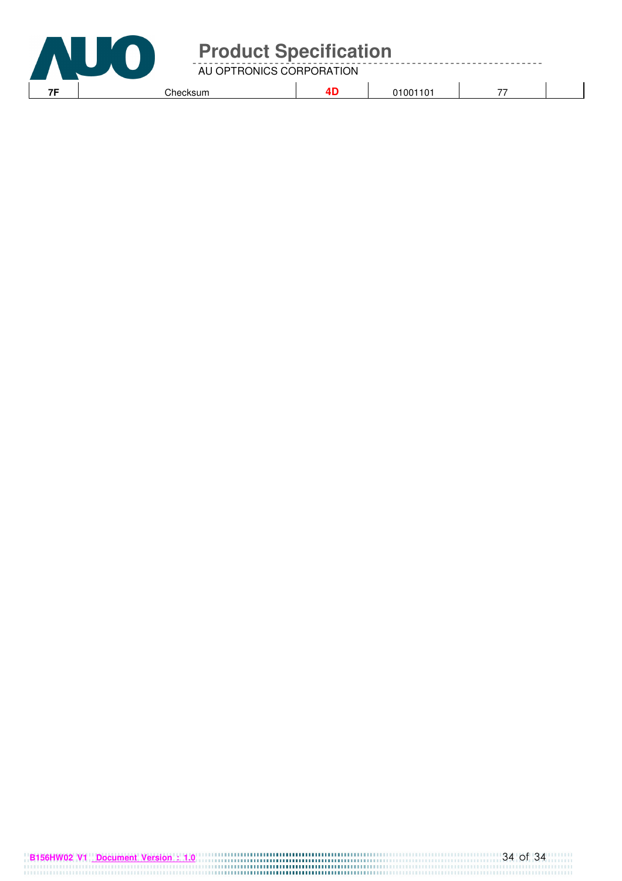| | | | | | |
|---|---|---|---|---|---|
| **7F** | Checksum | **4D** | 01001101 | 77 | |